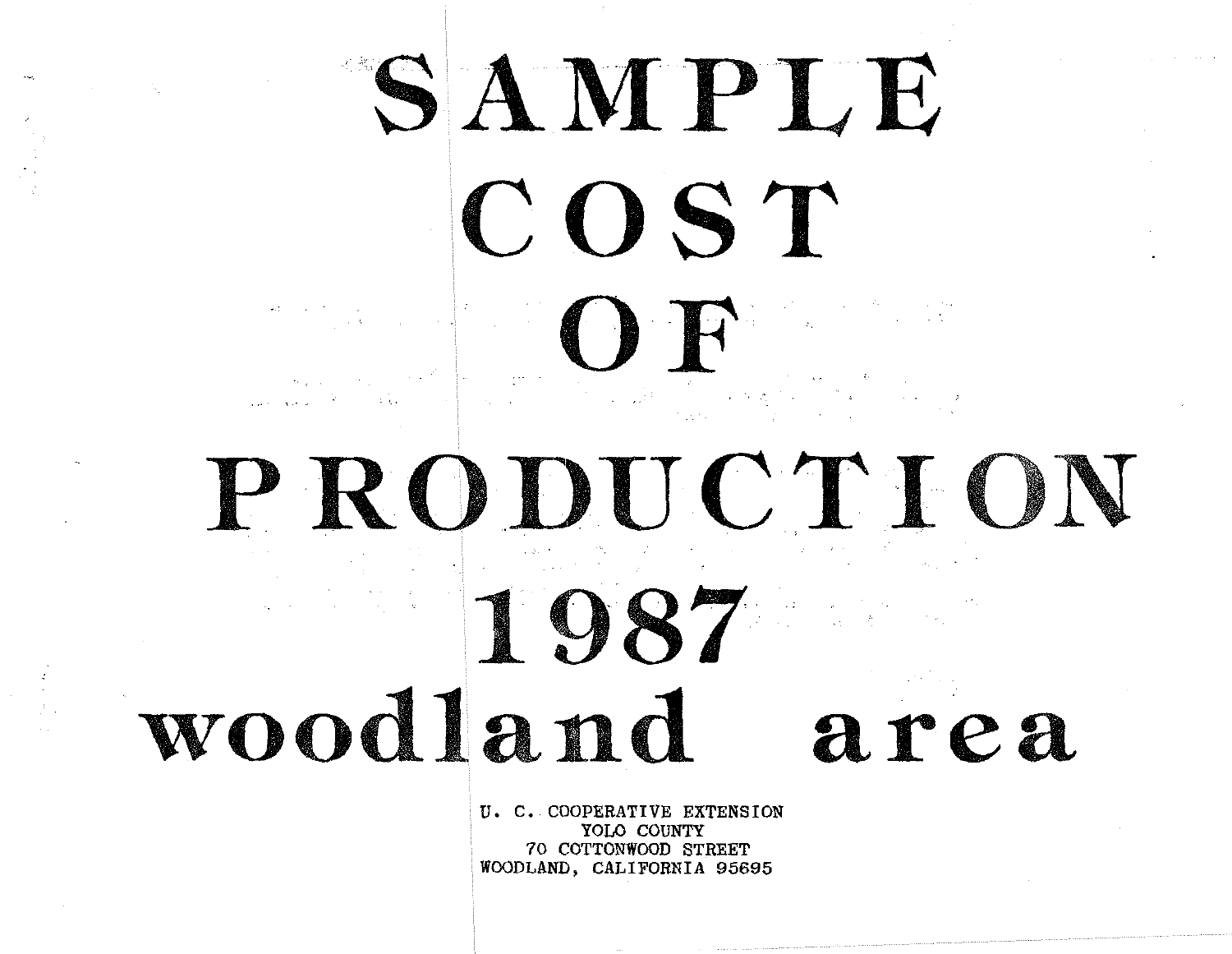# SAMPLE COST OF PRODUCTION 1987 woodland area

U. C. COOPERATIVE EXTENSION
YOLO COUNTY
70 COTTONWOOD STREET
WOODLAND, CALIFORNIA 95695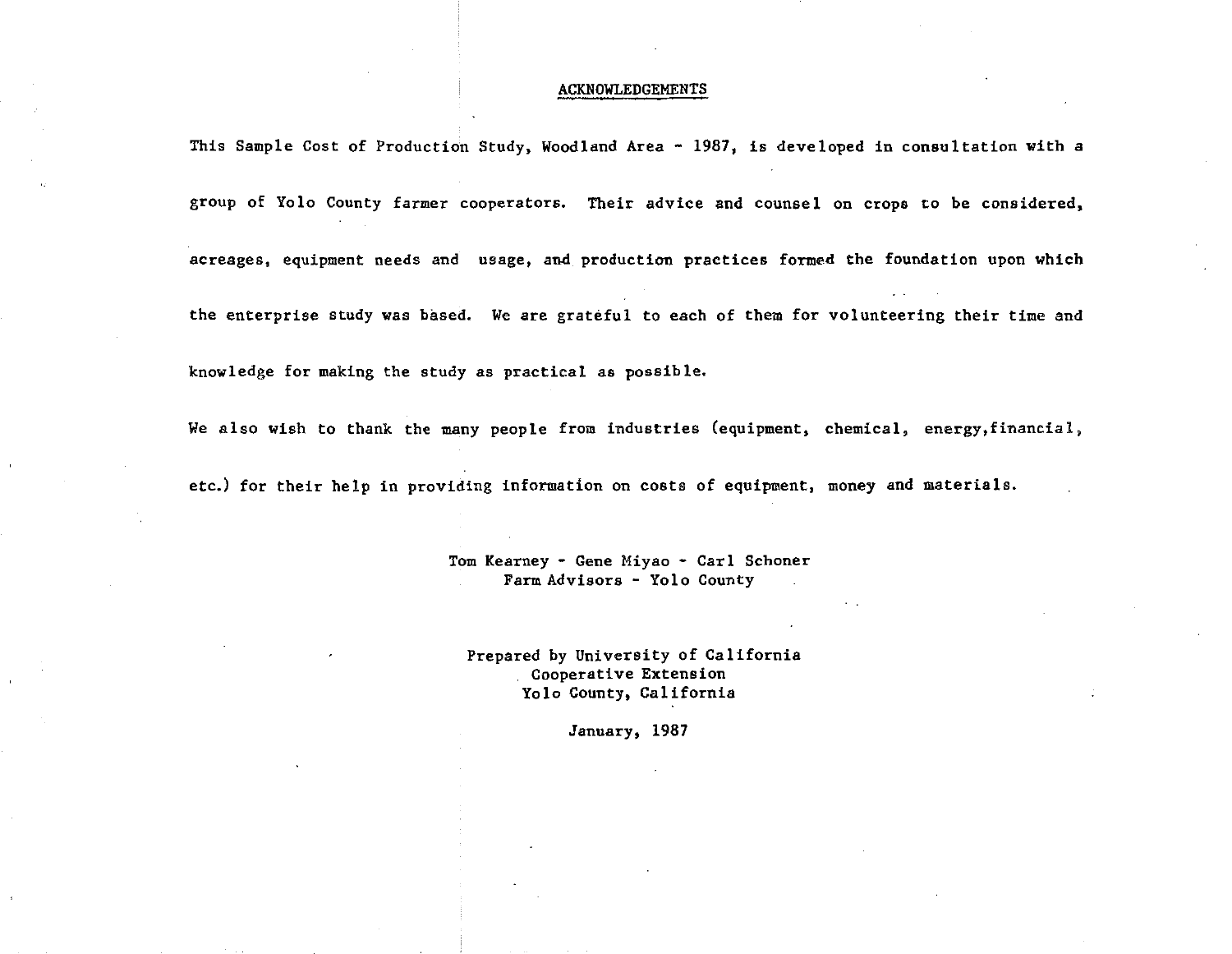## ACKNOWLEDGEMENTS

This Sample Cost of Production Study, Woodland Area - 1987, is developed in consultation with a group of Yolo County farmer cooperators. Their advice and counsel on crops to be considered, acreages, equipment needs and usage, and production practices formed the foundation upon which the enterprise study was based. We are grateful to each of them for volunteering their time and knowledge for making the study as practical as possible.

We also wish to thank the many people from industries (equipment, chemical, energy,financial, etc.) for their help in providing information on costs of equipment, money and materials.

Tom Kearney - Gene Miyao - Carl Schoner
Farm Advisors - Yolo County

Prepared by University of California
Cooperative Extension
Yolo County, California

January, 1987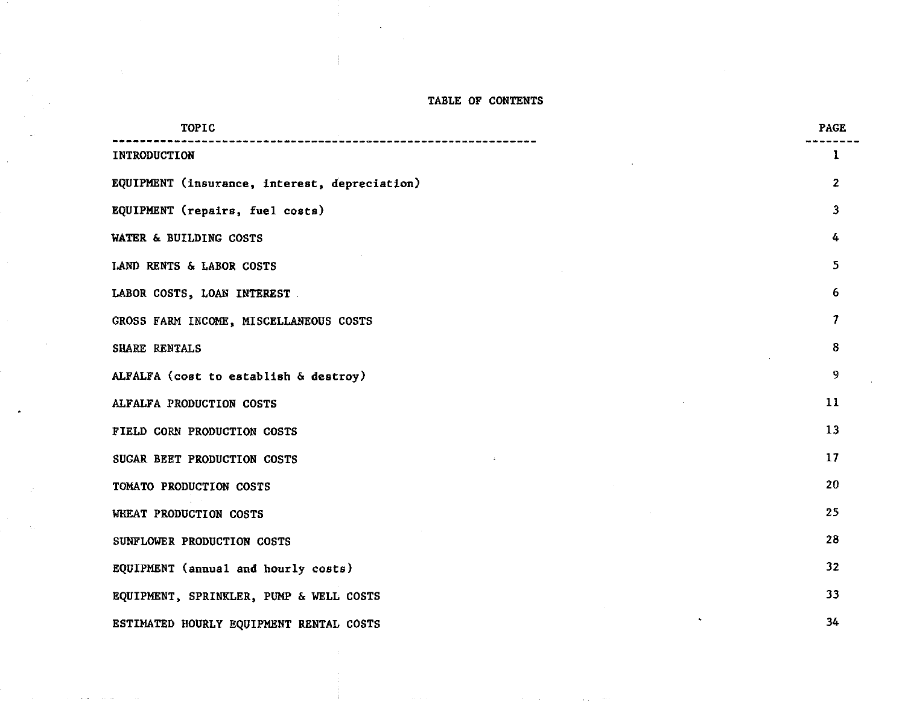# TABLE OF CONTENTS

| TOPIC | PAGE |
| --- | --- |
| INTRODUCTION | 1 |
| EQUIPMENT (insurance, interest, depreciation) | 2 |
| EQUIPMENT (repairs, fuel costs) | 3 |
| WATER & BUILDING COSTS | 4 |
| LAND RENTS & LABOR COSTS | 5 |
| LABOR COSTS, LOAN INTEREST | 6 |
| GROSS FARM INCOME, MISCELLANEOUS COSTS | 7 |
| SHARE RENTALS | 8 |
| ALFALFA (cost to establish & destroy) | 9 |
| ALFALFA PRODUCTION COSTS | 11 |
| FIELD CORN PRODUCTION COSTS | 13 |
| SUGAR BEET PRODUCTION COSTS | 17 |
| TOMATO PRODUCTION COSTS | 20 |
| WHEAT PRODUCTION COSTS | 25 |
| SUNFLOWER PRODUCTION COSTS | 28 |
| EQUIPMENT (annual and hourly costs) | 32 |
| EQUIPMENT, SPRINKLER, PUMP & WELL COSTS | 33 |
| ESTIMATED HOURLY EQUIPMENT RENTAL COSTS | 34 |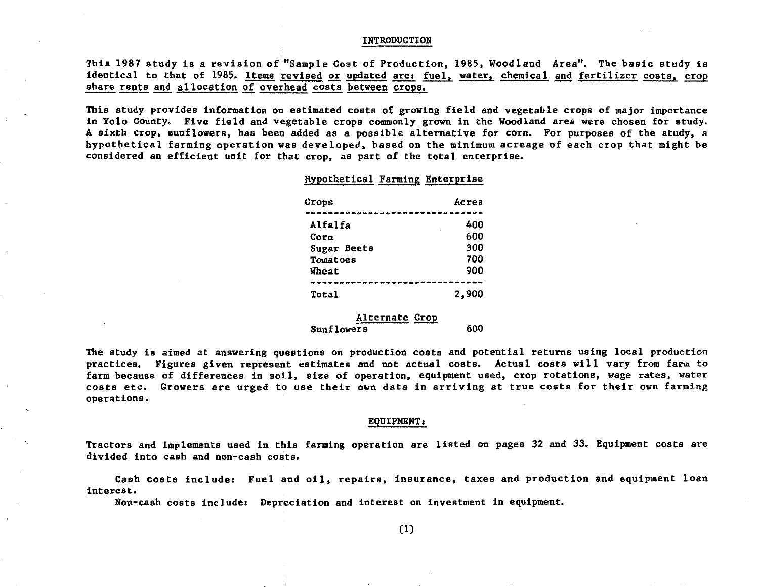## INTRODUCTION

This 1987 study is a revision of "Sample Cost of Production, 1985, Woodland Area". The basic study is identical to that of 1985. Items revised or updated are: fuel, water, chemical and fertilizer costs, crop share rents and allocation of overhead costs between crops.

This study provides information on estimated costs of growing field and vegetable crops of major importance in Yolo County. Five field and vegetable crops commonly grown in the Woodland area were chosen for study. A sixth crop, sunflowers, has been added as a possible alternative for corn. For purposes of the study, a hypothetical farming operation was developed, based on the minimum acreage of each crop that might be considered an efficient unit for that crop, as part of the total enterprise.

### Hypothetical Farming Enterprise

| Crops | Acres |
|---|---|
| Alfalfa | 400 |
| Corn | 600 |
| Sugar Beets | 300 |
| Tomatoes | 700 |
| Wheat | 900 |
| Total | 2,900 |
| **Alternate Crop** | |
| Sunflowers | 600 |

The study is aimed at answering questions on production costs and potential returns using local production practices. Figures given represent estimates and not actual costs. Actual costs will vary from farm to farm because of differences in soil, size of operation, equipment used, crop rotations, wage rates, water costs etc. Growers are urged to use their own data in arriving at true costs for their own farming operations.

## EQUIPMENT:

Tractors and implements used in this farming operation are listed on pages 32 and 33. Equipment costs are divided into cash and non-cash costs.

Cash costs include: Fuel and oil, repairs, insurance, taxes and production and equipment loan interest.

Non-cash costs include: Depreciation and interest on investment in equipment.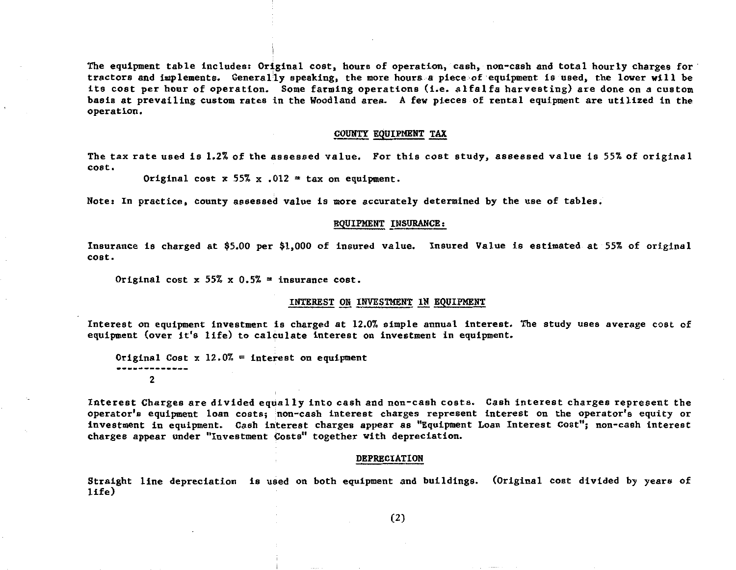The equipment table includes: Original cost, hours of operation, cash, non-cash and total hourly charges for tractors and implements. Generally speaking, the more hours a piece of equipment is used, the lower will be its cost per hour of operation. Some farming operations (i.e. alfalfa harvesting) are done on a custom basis at prevailing custom rates in the Woodland area. A few pieces of rental equipment are utilized in the operation.

## COUNTY EQUIPMENT TAX

The tax rate used is 1.2% of the assessed value. For this cost study, assessed value is 55% of original cost.

Original cost x 55% x .012 = tax on equipment.

Note: In practice, county assessed value is more accurately determined by the use of tables.

## EQUIPMENT INSURANCE:

Insurance is charged at $5.00 per $1,000 of insured value. Insured Value is estimated at 55% of original cost.

Original cost x 55% x 0.5% = insurance cost.

## INTEREST ON INVESTMENT IN EQUIPMENT

Interest on equipment investment is charged at 12.0% simple annual interest. The study uses average cost of equipment (over it's life) to calculate interest on investment in equipment.

$$\frac{\text{Original Cost}}{2} \times 12.0\% = \text{interest on equipment}$$

Interest Charges are divided equally into cash and non-cash costs. Cash interest charges represent the operator's equipment loan costs; non-cash interest charges represent interest on the operator's equity or investment in equipment. Cash interest charges appear as "Equipment Loan Interest Cost"; non-cash interest charges appear under "Investment Costs" together with depreciation.

## DEPRECIATION

Straight line depreciation is used on both equipment and buildings. (Original cost divided by years of life)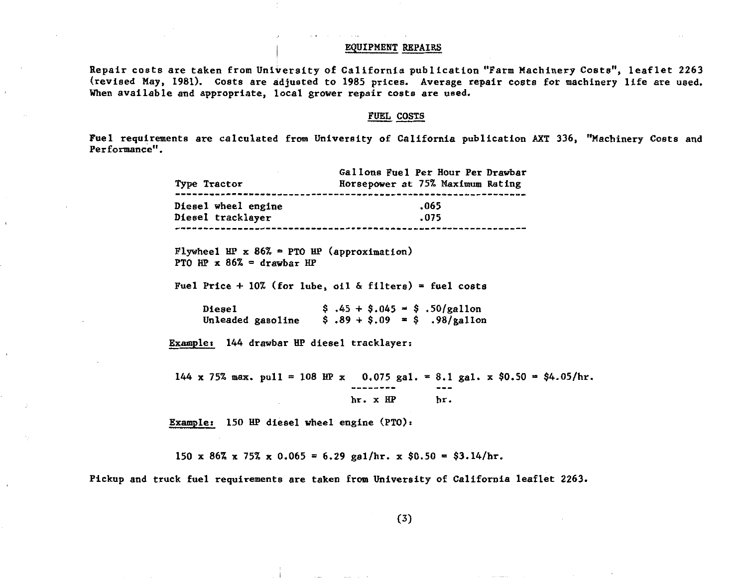## EQUIPMENT REPAIRS

Repair costs are taken from University of California publication "Farm Machinery Costs", leaflet 2263 (revised May, 1981). Costs are adjusted to 1985 prices. Average repair costs for machinery life are used. When available and appropriate, local grower repair costs are used.

## FUEL COSTS

Fuel requirements are calculated from University of California publication AXT 336, "Machinery Costs and Performance".

| Type Tractor | Gallons Fuel Per Hour Per Drawbar Horsepower at 75% Maximum Rating |
|---|---|
| Diesel wheel engine | .065 |
| Diesel tracklayer | .075 |

Flywheel HP x 86% = PTO HP (approximation)
PTO HP x 86% = drawbar HP

Fuel Price + 10% (for lube, oil & filters) = fuel costs

| | |
|---|---|
| Diesel | $ .45 + $.045 = $ .50/gallon |
| Unleaded gasoline | $ .89 + $.09 = $ .98/gallon |

Example: 144 drawbar HP diesel tracklayer:

$$144 \times 75\% \text{ max. pull} = 108 \text{ HP} \times \frac{0.075 \text{ gal.}}{\text{hr.} \times \text{HP}} = \frac{8.1 \text{ gal.}}{\text{hr.}} \times \$0.50 = \$4.05/\text{hr.}$$

Example: 150 HP diesel wheel engine (PTO):

$$150 \times 86\% \times 75\% \times 0.065 = 6.29 \text{ gal/hr.} \times \$0.50 = \$3.14/\text{hr.}$$

Pickup and truck fuel requirements are taken from University of California leaflet 2263.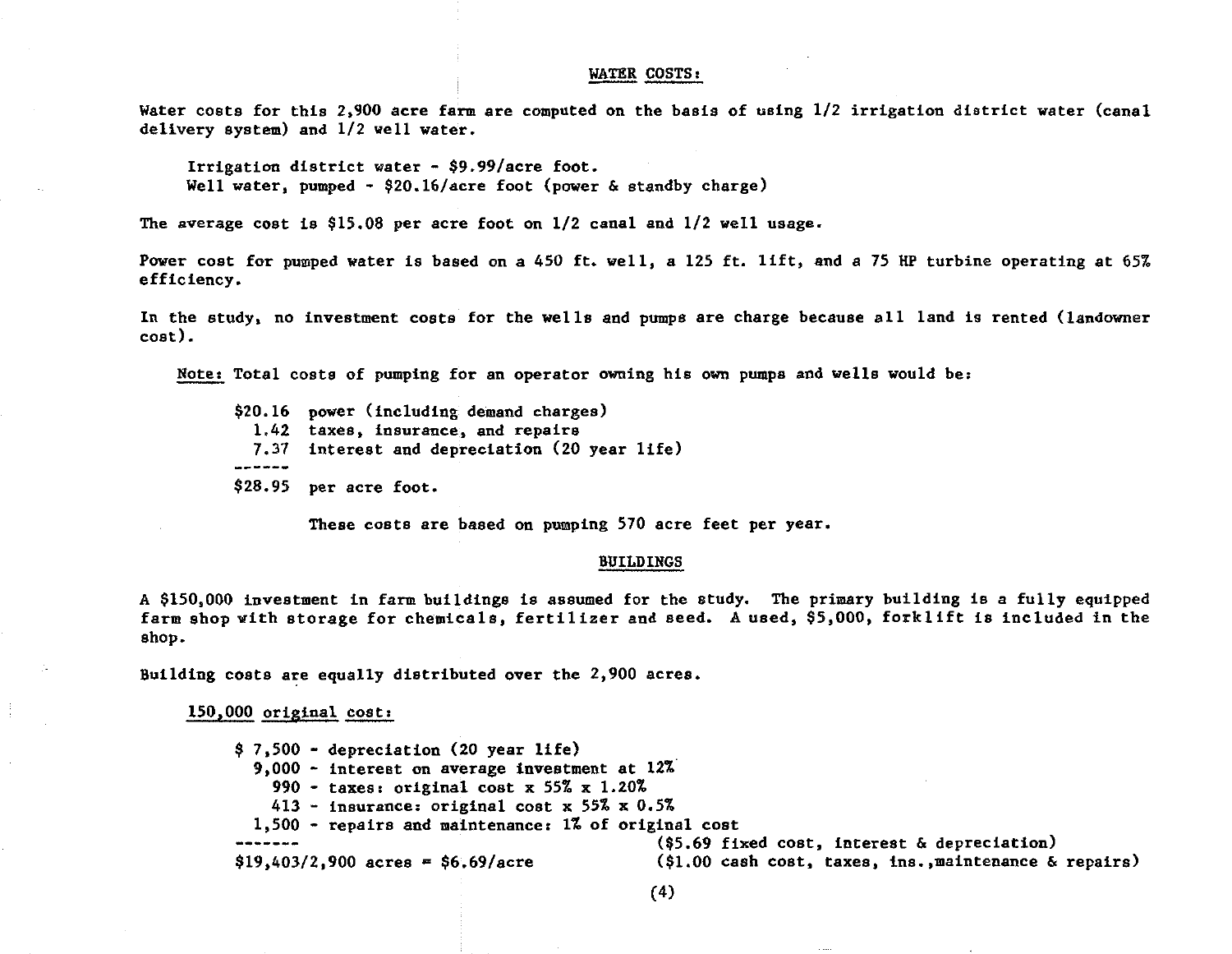## WATER COSTS:

Water costs for this 2,900 acre farm are computed on the basis of using 1/2 irrigation district water (canal delivery system) and 1/2 well water.

Irrigation district water - \$9.99/acre foot.
Well water, pumped - \$20.16/acre foot (power & standby charge)

The average cost is \$15.08 per acre foot on 1/2 canal and 1/2 well usage.

Power cost for pumped water is based on a 450 ft. well, a 125 ft. lift, and a 75 HP turbine operating at 65% efficiency.

In the study, no investment costs for the wells and pumps are charge because all land is rented (landowner cost).

Note: Total costs of pumping for an operator owning his own pumps and wells would be:

```
$20.16  power (including demand charges)
  1.42  taxes, insurance, and repairs
  7.37  interest and depreciation (20 year life)
------
$28.95  per acre foot.
```

These costs are based on pumping 570 acre feet per year.

## BUILDINGS

A \$150,000 investment in farm buildings is assumed for the study. The primary building is a fully equipped farm shop with storage for chemicals, fertilizer and seed. A used, \$5,000, forklift is included in the shop.

Building costs are equally distributed over the 2,900 acres.

150,000 original cost:

```
$ 7,500 - depreciation (20 year life)
  9,000 - interest on average investment at 12%
    990 - taxes: original cost x 55% x 1.20%
    413 - insurance: original cost x 55% x 0.5%
  1,500 - repairs and maintenance: 1% of original cost
-------                                   ($5.69 fixed cost, interest & depreciation)
$19,403/2,900 acres = $6.69/acre          ($1.00 cash cost, taxes, ins.,maintenance & repairs)
```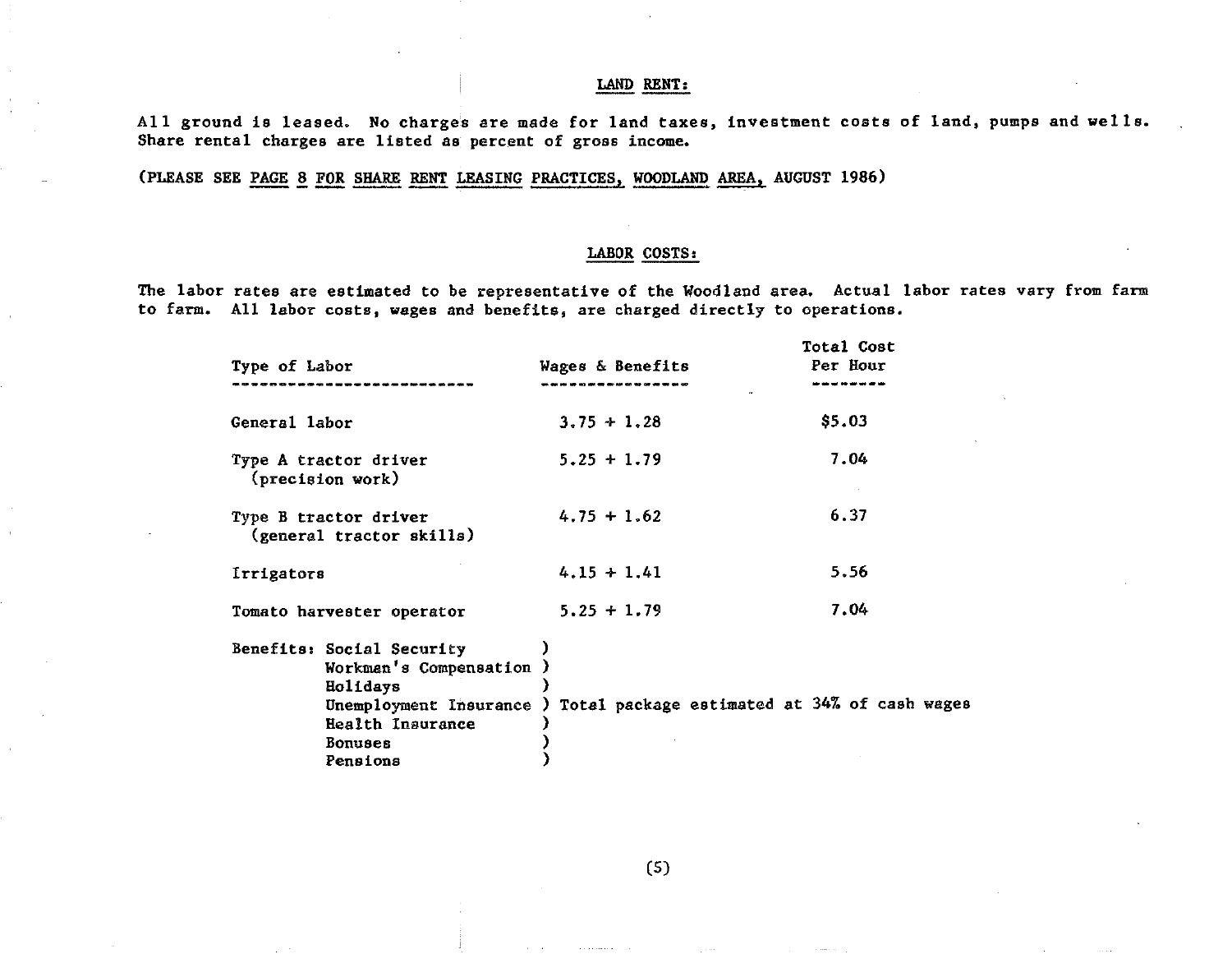## LAND RENT:

All ground is leased. No charges are made for land taxes, investment costs of land, pumps and wells. Share rental charges are listed as percent of gross income.

(PLEASE SEE PAGE 8 FOR SHARE RENT LEASING PRACTICES, WOODLAND AREA, AUGUST 1986)

## LABOR COSTS:

The labor rates are estimated to be representative of the Woodland area. Actual labor rates vary from farm to farm. All labor costs, wages and benefits, are charged directly to operations.

| Type of Labor | Wages & Benefits | Total Cost Per Hour |
|---|---|---|
| General labor | 3.75 + 1.28 | $5.03 |
| Type A tractor driver (precision work) | 5.25 + 1.79 | 7.04 |
| Type B tractor driver (general tractor skills) | 4.75 + 1.62 | 6.37 |
| Irrigators | 4.15 + 1.41 | 5.56 |
| Tomato harvester operator | 5.25 + 1.79 | 7.04 |

Benefits: Social Security, Workman's Compensation, Holidays, Unemployment Insurance, Health Insurance, Bonuses, Pensions ) Total package estimated at 34% of cash wages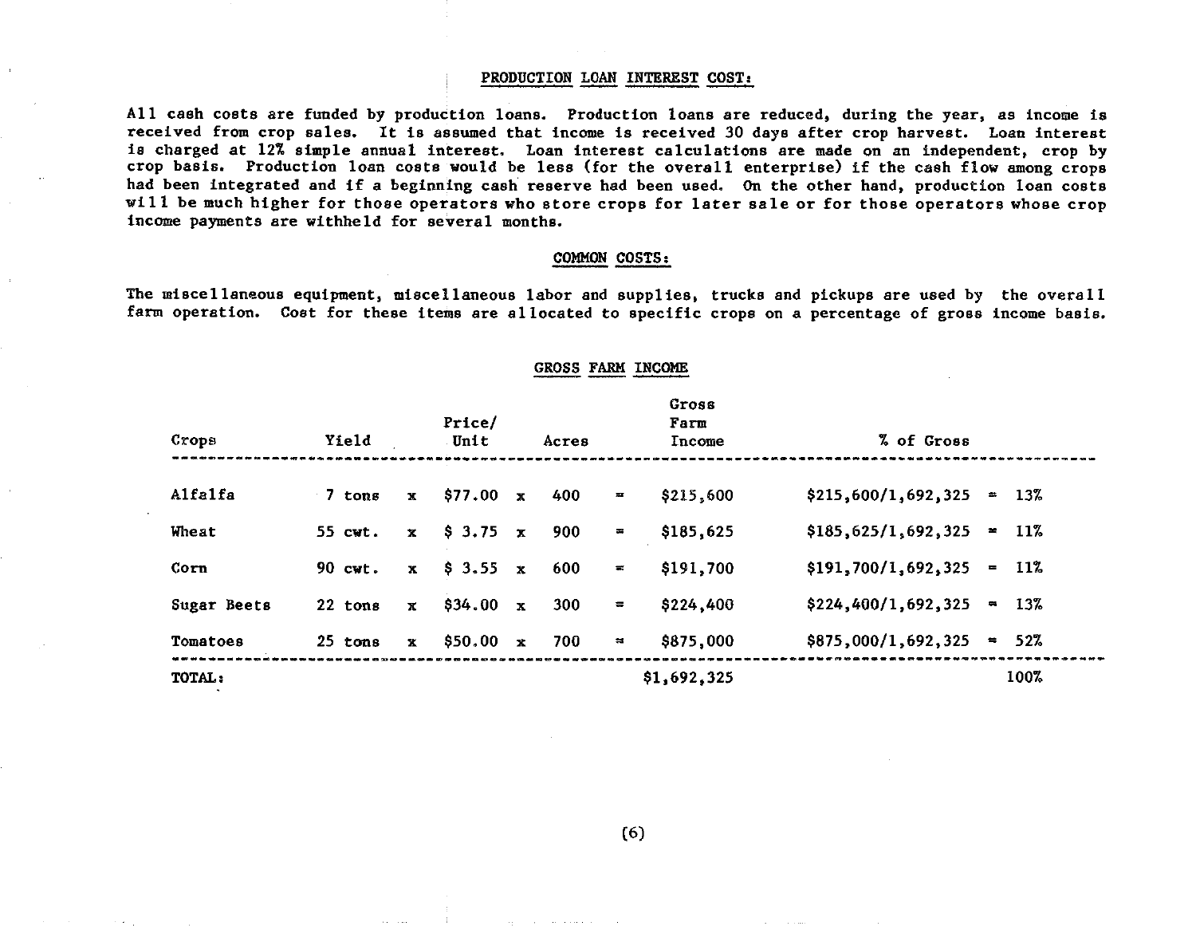## PRODUCTION LOAN INTEREST COST:

All cash costs are funded by production loans. Production loans are reduced, during the year, as income is received from crop sales. It is assumed that income is received 30 days after crop harvest. Loan interest is charged at 12% simple annual interest. Loan interest calculations are made on an independent, crop by crop basis. Production loan costs would be less (for the overall enterprise) if the cash flow among crops had been integrated and if a beginning cash reserve had been used. On the other hand, production loan costs will be much higher for those operators who store crops for later sale or for those operators whose crop income payments are withheld for several months.

## COMMON COSTS:

The miscellaneous equipment, miscellaneous labor and supplies, trucks and pickups are used by the overall farm operation. Cost for these items are allocated to specific crops on a percentage of gross income basis.

## GROSS FARM INCOME

| Crops | Yield | | Price/ Unit | | Acres | | Gross Farm Income | % of Gross | | |
|---|---|---|---|---|---|---|---|---|---|---|
| Alfalfa | 7 tons | x | $77.00 | x | 400 | = | $215,600 | $215,600/1,692,325 | = | 13% |
| Wheat | 55 cwt. | x | $ 3.75 | x | 900 | = | $185,625 | $185,625/1,692,325 | = | 11% |
| Corn | 90 cwt. | x | $ 3.55 | x | 600 | = | $191,700 | $191,700/1,692,325 | = | 11% |
| Sugar Beets | 22 tons | x | $34.00 | x | 300 | = | $224,400 | $224,400/1,692,325 | = | 13% |
| Tomatoes | 25 tons | x | $50.00 | x | 700 | = | $875,000 | $875,000/1,692,325 | = | 52% |
| TOTAL: | | | | | | | $1,692,325 | | | 100% |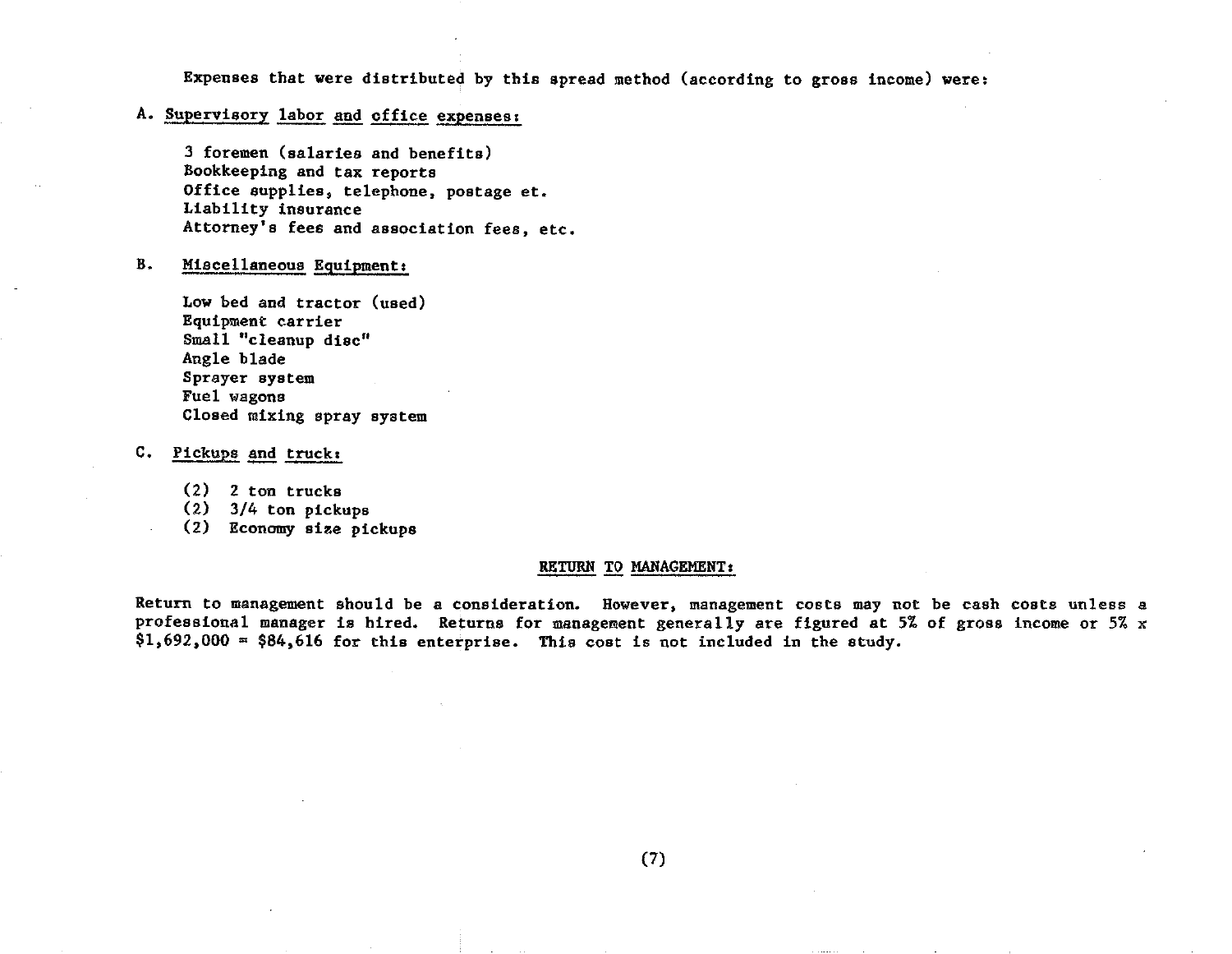Expenses that were distributed by this spread method (according to gross income) were:

A. Supervisory labor and office expenses:

3 foremen (salaries and benefits)
Bookkeeping and tax reports
Office supplies, telephone, postage et.
Liability insurance
Attorney's fees and association fees, etc.

B. Miscellaneous Equipment:

Low bed and tractor (used)
Equipment carrier
Small "cleanup disc"
Angle blade
Sprayer system
Fuel wagons
Closed mixing spray system

C. Pickups and truck:

(2) 2 ton trucks
(2) 3/4 ton pickups
(2) Economy size pickups

## RETURN TO MANAGEMENT:

Return to management should be a consideration. However, management costs may not be cash costs unless a professional manager is hired. Returns for management generally are figured at 5% of gross income or 5% x $1,692,000 = $84,616 for this enterprise. This cost is not included in the study.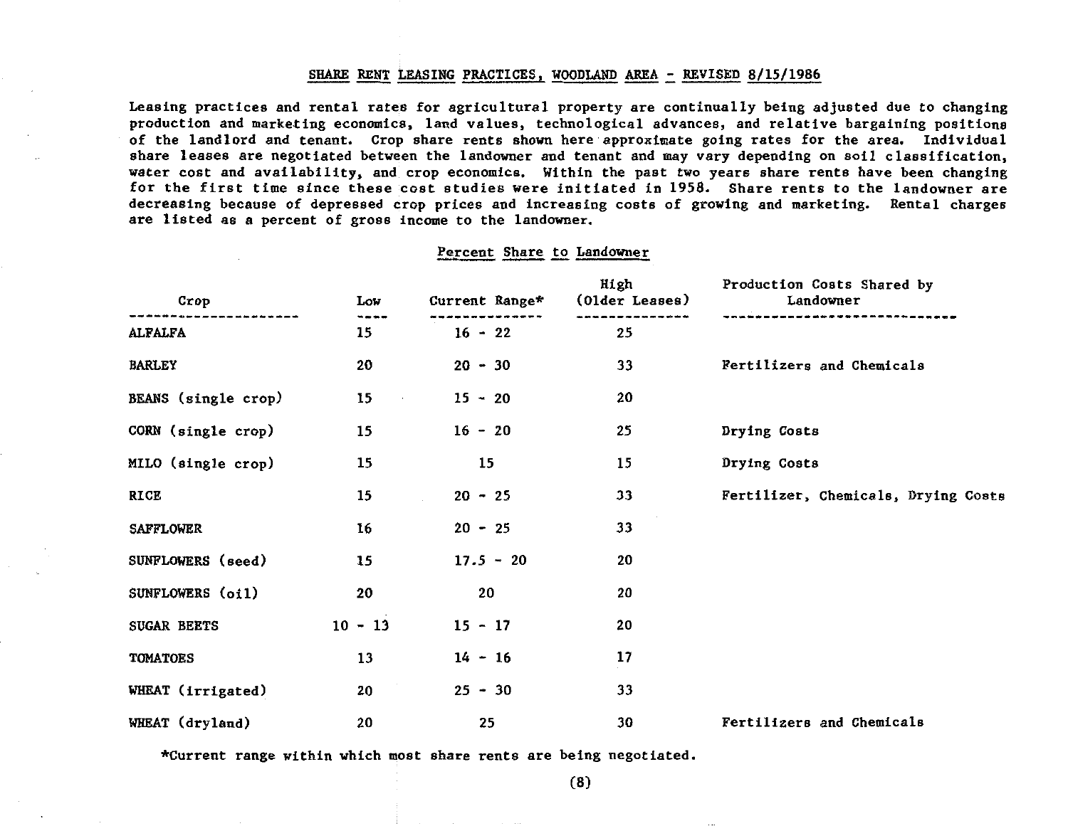## SHARE RENT LEASING PRACTICES, WOODLAND AREA - REVISED 8/15/1986

Leasing practices and rental rates for agricultural property are continually being adjusted due to changing production and marketing economics, land values, technological advances, and relative bargaining positions of the landlord and tenant. Crop share rents shown here approximate going rates for the area. Individual share leases are negotiated between the landowner and tenant and may vary depending on soil classification, water cost and availability, and crop economics. Within the past two years share rents have been changing for the first time since these cost studies were initiated in 1958. Share rents to the landowner are decreasing because of depressed crop prices and increasing costs of growing and marketing. Rental charges are listed as a percent of gross income to the landowner.

| | Percent Share to Landowner | | | |
|---|---|---|---|---|
| Crop | Low | Current Range* | High (Older Leases) | Production Costs Shared by Landowner |
| ALFALFA | 15 | 16 - 22 | 25 | |
| BARLEY | 20 | 20 - 30 | 33 | Fertilizers and Chemicals |
| BEANS (single crop) | 15 | 15 - 20 | 20 | |
| CORN (single crop) | 15 | 16 - 20 | 25 | Drying Costs |
| MILO (single crop) | 15 | 15 | 15 | Drying Costs |
| RICE | 15 | 20 - 25 | 33 | Fertilizer, Chemicals, Drying Costs |
| SAFFLOWER | 16 | 20 - 25 | 33 | |
| SUNFLOWERS (seed) | 15 | 17.5 - 20 | 20 | |
| SUNFLOWERS (oil) | 20 | 20 | 20 | |
| SUGAR BEETS | 10 - 13 | 15 - 17 | 20 | |
| TOMATOES | 13 | 14 - 16 | 17 | |
| WHEAT (irrigated) | 20 | 25 - 30 | 33 | |
| WHEAT (dryland) | 20 | 25 | 30 | Fertilizers and Chemicals |

*Current range within which most share rents are being negotiated.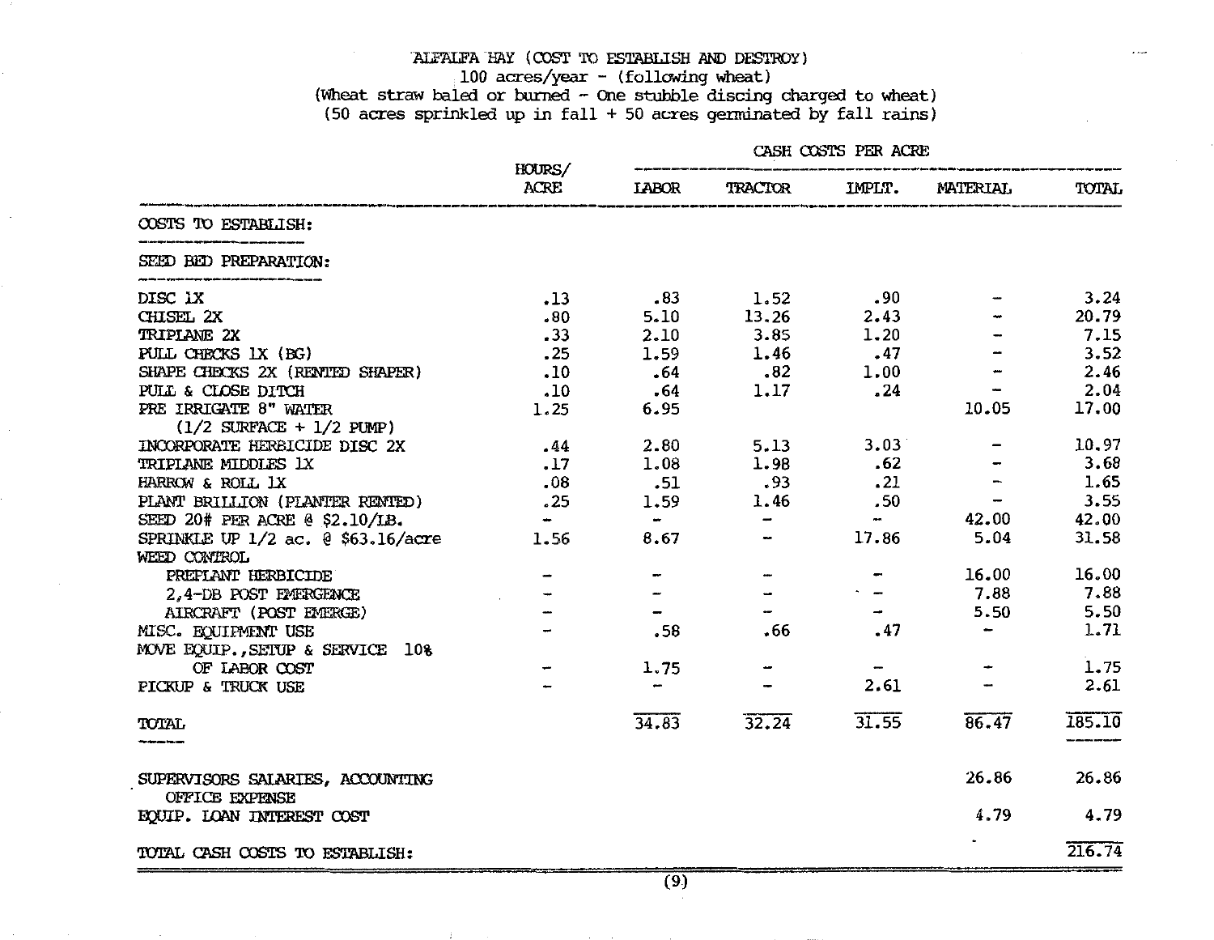# ALFALFA HAY (COST TO ESTABLISH AND DESTROY)

100 acres/year - (following wheat)
(Wheat straw baled or burned - One stubble discing charged to wheat)
(50 acres sprinkled up in fall + 50 acres germinated by fall rains)

| | HOURS/ ACRE | CASH COSTS PER ACRE | | | | |
|---|---|---|---|---|---|---|
| | | LABOR | TRACTOR | IMPLT. | MATERIAL | TOTAL |
| **COSTS TO ESTABLISH:** | | | | | | |
| **SEED BED PREPARATION:** | | | | | | |
| DISC 1X | .13 | .83 | 1.52 | .90 | - | 3.24 |
| CHISEL 2X | .80 | 5.10 | 13.26 | 2.43 | - | 20.79 |
| TRIPLANE 2X | .33 | 2.10 | 3.85 | 1.20 | - | 7.15 |
| PULL CHECKS 1X (BG) | .25 | 1.59 | 1.46 | .47 | - | 3.52 |
| SHAPE CHECKS 2X (RENTED SHAPER) | .10 | .64 | .82 | 1.00 | - | 2.46 |
| PULL & CLOSE DITCH | .10 | .64 | 1.17 | .24 | - | 2.04 |
| PRE IRRIGATE 8" WATER (1/2 SURFACE + 1/2 PUMP) | 1.25 | 6.95 | | | 10.05 | 17.00 |
| INCORPORATE HERBICIDE DISC 2X | .44 | 2.80 | 5.13 | 3.03 | - | 10.97 |
| TRIPLANE MIDDLES 1X | .17 | 1.08 | 1.98 | .62 | - | 3.68 |
| HARROW & ROLL 1X | .08 | .51 | .93 | .21 | - | 1.65 |
| PLANT BRILLION (PLANTER RENTED) | .25 | 1.59 | 1.46 | .50 | - | 3.55 |
| SEED 20# PER ACRE @ $2.10/LB. | - | - | - | - | 42.00 | 42.00 |
| SPRINKLE UP 1/2 ac. @ $63.16/acre | 1.56 | 8.67 | - | 17.86 | 5.04 | 31.58 |
| WEED CONTROL | | | | | | |
| PREPLANT HERBICIDE | - | - | - | - | 16.00 | 16.00 |
| 2,4-DB POST EMERGENCE | - | - | - | - | 7.88 | 7.88 |
| AIRCRAFT (POST EMERGE) | - | - | - | - | 5.50 | 5.50 |
| MISC. EQUIPMENT USE | - | .58 | .66 | .47 | - | 1.71 |
| MOVE EQUIP.,SETUP & SERVICE 10% OF LABOR COST | - | 1.75 | - | - | - | 1.75 |
| PICKUP & TRUCK USE | - | - | - | 2.61 | - | 2.61 |
| **TOTAL** | | 34.83 | 32.24 | 31.55 | 86.47 | 185.10 |
| SUPERVISORS SALARIES, ACCOUNTING OFFICE EXPENSE | | | | | 26.86 | 26.86 |
| EQUIP. LOAN INTEREST COST | | | | | 4.79 | 4.79 |
| TOTAL CASH COSTS TO ESTABLISH: | | | | | | 216.74 |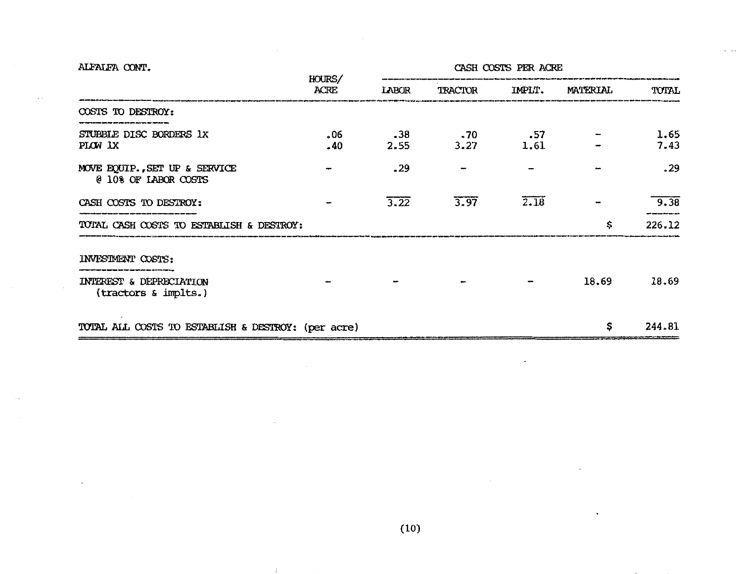ALFALFA CONT.

| | HOURS/ ACRE | CASH COSTS PER ACRE | | | | |
|---|---|---|---|---|---|---|
| | | LABOR | TRACTOR | IMPLT. | MATERIAL | TOTAL |
| COSTS TO DESTROY: | | | | | | |
| STUBBLE DISC BORDERS 1X | .06 | .38 | .70 | .57 | - | 1.65 |
| PLOW 1X | .40 | 2.55 | 3.27 | 1.61 | - | 7.43 |
| MOVE EQUIP., SET UP & SERVICE @ 10% OF LABOR COSTS | - | .29 | - | - | - | .29 |
| CASH COSTS TO DESTROY: | - | 3.22 | 3.97 | 2.18 | - | 9.38 |
| TOTAL CASH COSTS TO ESTABLISH & DESTROY: | | | | | $ | 226.12 |
| INVESTMENT COSTS: | | | | | | |
| INTEREST & DEPRECIATION (tractors & implts.) | - | - | - | - | 18.69 | 18.69 |
| TOTAL ALL COSTS TO ESTABLISH & DESTROY: (per acre) | | | | | $ | 244.81 |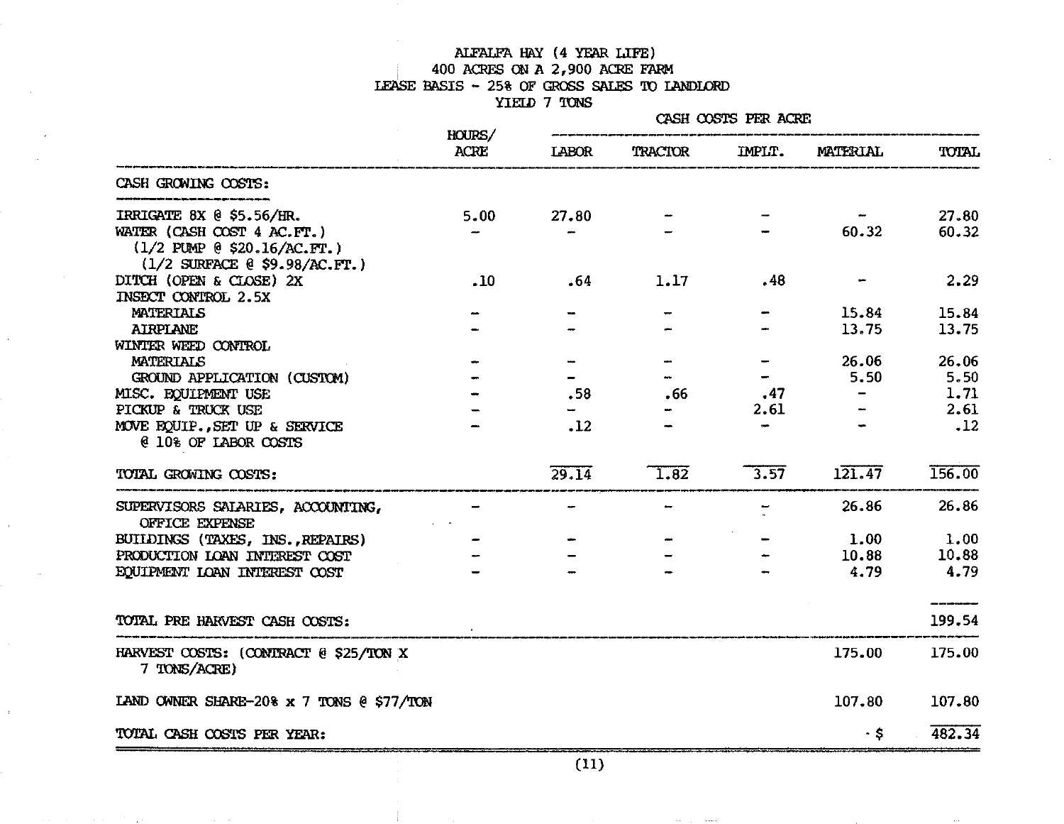ALFALFA HAY (4 YEAR LIFE)
400 ACRES ON A 2,900 ACRE FARM
LEASE BASIS - 25% OF GROSS SALES TO LANDLORD
YIELD 7 TONS

| | HOURS/ ACRE | CASH COSTS PER ACRE | | | | |
|---|---|---|---|---|---|---|
| | | LABOR | TRACTOR | IMPLT. | MATERIAL | TOTAL |
| **CASH GROWING COSTS:** | | | | | | |
| IRRIGATE 8X @ $5.56/HR. | 5.00 | 27.80 | - | - | - | 27.80 |
| WATER (CASH COST 4 AC.FT.) (1/2 PUMP @ $20.16/AC.FT.) (1/2 SURFACE @ $9.98/AC.FT.) | - | - | - | - | 60.32 | 60.32 |
| DITCH (OPEN & CLOSE) 2X | .10 | .64 | 1.17 | .48 | - | 2.29 |
| INSECT CONTROL 2.5X | | | | | | |
| MATERIALS | - | - | - | - | 15.84 | 15.84 |
| AIRPLANE | - | - | - | - | 13.75 | 13.75 |
| WINTER WEED CONTROL | | | | | | |
| MATERIALS | - | - | - | - | 26.06 | 26.06 |
| GROUND APPLICATION (CUSTOM) | - | - | - | - | 5.50 | 5.50 |
| MISC. EQUIPMENT USE | - | .58 | .66 | .47 | - | 1.71 |
| PICKUP & TRUCK USE | - | - | - | 2.61 | - | 2.61 |
| MOVE EQUIP.,SET UP & SERVICE @ 10% OF LABOR COSTS | - | .12 | - | - | - | .12 |
| TOTAL GROWING COSTS: | | 29.14 | 1.82 | 3.57 | 121.47 | 156.00 |
| SUPERVISORS SALARIES, ACCOUNTING, OFFICE EXPENSE | - | - | - | - | 26.86 | 26.86 |
| BUILDINGS (TAXES, INS.,REPAIRS) | - | - | - | - | 1.00 | 1.00 |
| PRODUCTION LOAN INTEREST COST | - | - | - | - | 10.88 | 10.88 |
| EQUIPMENT LOAN INTEREST COST | - | - | - | - | 4.79 | 4.79 |
| TOTAL PRE HARVEST CASH COSTS: | | | | | | 199.54 |
| HARVEST COSTS: (CONTRACT @ $25/TON X 7 TONS/ACRE) | | | | | 175.00 | 175.00 |
| LAND OWNER SHARE-20% x 7 TONS @ $77/TON | | | | | 107.80 | 107.80 |
| TOTAL CASH COSTS PER YEAR: | | | | | $ | 482.34 |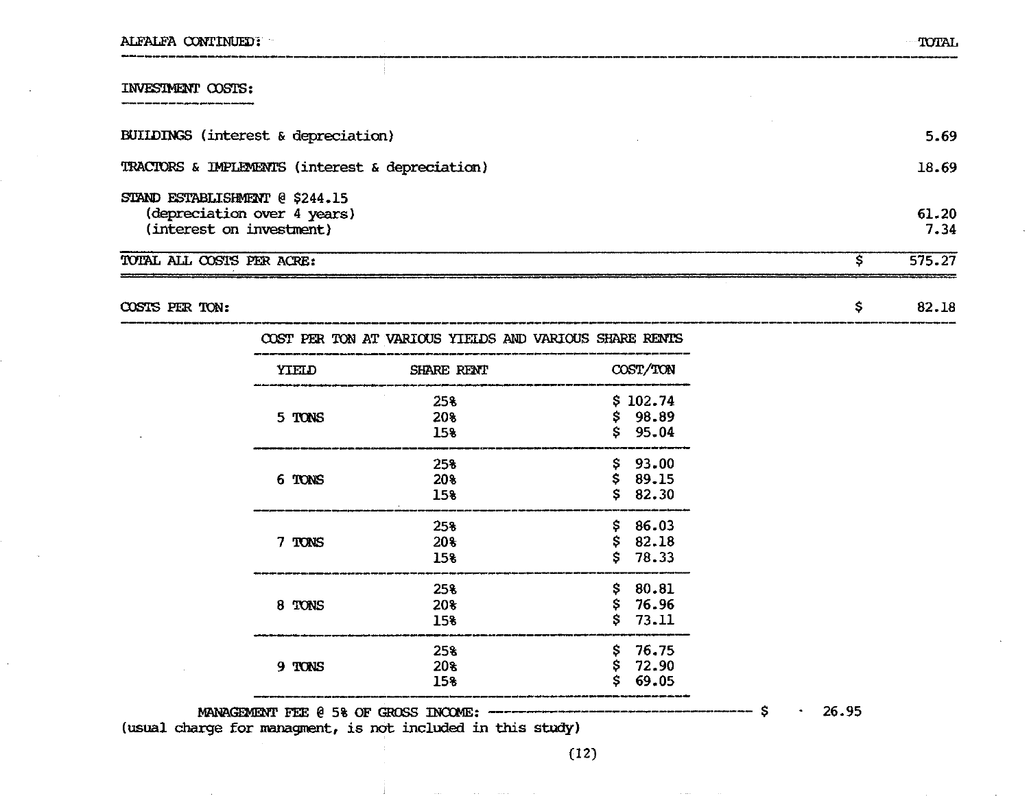| ALFALFA CONTINUED: | | TOTAL |
|---|---|---|

**INVESTMENT COSTS:**

| | | |
|---|---|---|
| BUILDINGS (interest & depreciation) | | 5.69 |
| TRACTORS & IMPLEMENTS (interest & depreciation) | | 18.69 |
| STAND ESTABLISHMENT @ $244.15 | | |
| (depreciation over 4 years) | | 61.20 |
| (interest on investment) | | 7.34 |
| TOTAL ALL COSTS PER ACRE: | $ | 575.27 |
| COSTS PER TON: | $ | 82.18 |

**COST PER TON AT VARIOUS YIELDS AND VARIOUS SHARE RENTS**

| YIELD | SHARE RENT | COST/TON |
|---|---|---|
| 5 TONS | 25% | $ 102.74 |
| | 20% | $ 98.89 |
| | 15% | $ 95.04 |
| 6 TONS | 25% | $ 93.00 |
| | 20% | $ 89.15 |
| | 15% | $ 82.30 |
| 7 TONS | 25% | $ 86.03 |
| | 20% | $ 82.18 |
| | 15% | $ 78.33 |
| 8 TONS | 25% | $ 80.81 |
| | 20% | $ 76.96 |
| | 15% | $ 73.11 |
| 9 TONS | 25% | $ 76.75 |
| | 20% | $ 72.90 |
| | 15% | $ 69.05 |

MANAGEMENT FEE @ 5% OF GROSS INCOME: ---------------------------------- $ 26.95
(usual charge for managment, is not included in this study)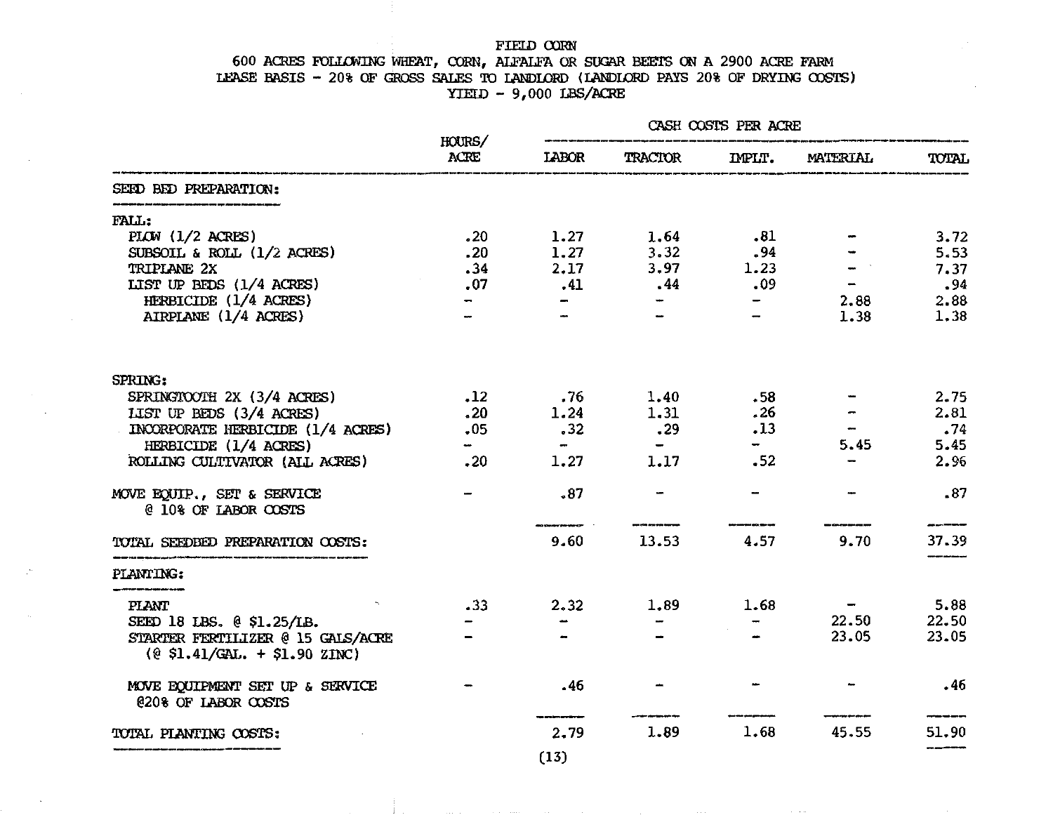# FIELD CORN

600 ACRES FOLLOWING WHEAT, CORN, ALFALFA OR SUGAR BEETS ON A 2900 ACRE FARM
LEASE BASIS - 20% OF GROSS SALES TO LANDLORD (LANDLORD PAYS 20% OF DRYING COSTS)
YIELD - 9,000 LBS/ACRE

| | HOURS/ ACRE | CASH COSTS PER ACRE | | | | |
|---|---|---|---|---|---|---|
| | | LABOR | TRACTOR | IMPLT. | MATERIAL | TOTAL |
| **SEED BED PREPARATION:** | | | | | | |
| **FALL:** | | | | | | |
| PLOW (1/2 ACRES) | .20 | 1.27 | 1.64 | .81 | - | 3.72 |
| SUBSOIL & ROLL (1/2 ACRES) | .20 | 1.27 | 3.32 | .94 | - | 5.53 |
| TRIPLANE 2X | .34 | 2.17 | 3.97 | 1.23 | - | 7.37 |
| LIST UP BEDS (1/4 ACRES) | .07 | .41 | .44 | .09 | - | .94 |
| HERBICIDE (1/4 ACRES) | - | - | - | - | 2.88 | 2.88 |
| AIRPLANE (1/4 ACRES) | - | - | - | - | 1.38 | 1.38 |
| **SPRING:** | | | | | | |
| SPRINGTOOTH 2X (3/4 ACRES) | .12 | .76 | 1.40 | .58 | - | 2.75 |
| LIST UP BEDS (3/4 ACRES) | .20 | 1.24 | 1.31 | .26 | - | 2.81 |
| INCORPORATE HERBICIDE (1/4 ACRES) | .05 | .32 | .29 | .13 | - | .74 |
| HERBICIDE (1/4 ACRES) | - | - | - | - | 5.45 | 5.45 |
| ROLLING CULTIVATOR (ALL ACRES) | .20 | 1.27 | 1.17 | .52 | - | 2.96 |
| MOVE EQUIP., SET & SERVICE @ 10% OF LABOR COSTS | - | .87 | - | - | - | .87 |
| **TOTAL SEEDBED PREPARATION COSTS:** | | 9.60 | 13.53 | 4.57 | 9.70 | 37.39 |
| **PLANTING:** | | | | | | |
| PLANT | .33 | 2.32 | 1.89 | 1.68 | - | 5.88 |
| SEED 18 LBS. @ $1.25/LB. | - | - | - | - | 22.50 | 22.50 |
| STARTER FERTILIZER @ 15 GALS/ACRE (@ $1.41/GAL. + $1.90 ZINC) | - | - | - | - | 23.05 | 23.05 |
| MOVE EQUIPMENT SET UP & SERVICE @20% OF LABOR COSTS | - | .46 | - | - | - | .46 |
| **TOTAL PLANTING COSTS:** | | 2.79 | 1.89 | 1.68 | 45.55 | 51.90 |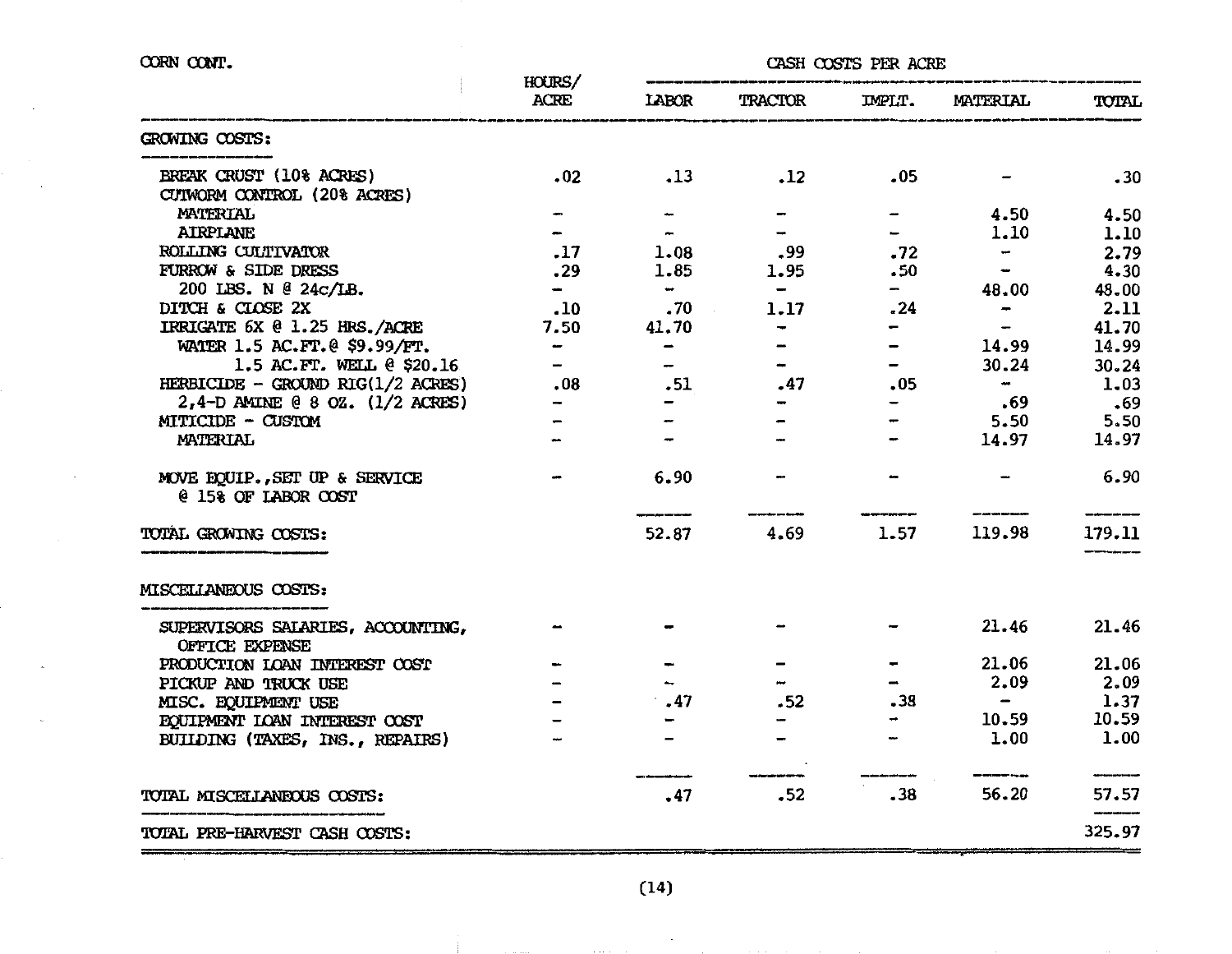CORN CONT.

| | HOURS/ ACRE | CASH COSTS PER ACRE | | | | |
|---|---|---|---|---|---|---|
| | | LABOR | TRACTOR | IMPLT. | MATERIAL | TOTAL |
| **GROWING COSTS:** | | | | | | |
| BREAK CRUST (10% ACRES) | .02 | .13 | .12 | .05 | - | .30 |
| CUTWORM CONTROL (20% ACRES) | | | | | | |
| MATERIAL | - | - | - | - | 4.50 | 4.50 |
| AIRPLANE | - | - | - | - | 1.10 | 1.10 |
| ROLLING CULTIVATOR | .17 | 1.08 | .99 | .72 | - | 2.79 |
| FURROW & SIDE DRESS | .29 | 1.85 | 1.95 | .50 | - | 4.30 |
| 200 LBS. N @ 24c/LB. | - | - | - | - | 48.00 | 48.00 |
| DITCH & CLOSE 2X | .10 | .70 | 1.17 | .24 | - | 2.11 |
| IRRIGATE 6X @ 1.25 HRS./ACRE | 7.50 | 41.70 | - | - | - | 41.70 |
| WATER 1.5 AC.FT.@ $9.99/FT. | - | - | - | - | 14.99 | 14.99 |
| 1.5 AC.FT. WELL @ $20.16 | - | - | - | - | 30.24 | 30.24 |
| HERBICIDE - GROUND RIG(1/2 ACRES) | .08 | .51 | .47 | .05 | - | 1.03 |
| 2,4-D AMINE @ 8 OZ. (1/2 ACRES) | - | - | - | - | .69 | .69 |
| MITICIDE - CUSTOM | - | - | - | - | 5.50 | 5.50 |
| MATERIAL | - | - | - | - | 14.97 | 14.97 |
| MOVE EQUIP.,SET UP & SERVICE @ 15% OF LABOR COST | - | 6.90 | - | - | - | 6.90 |
| **TOTAL GROWING COSTS:** | | 52.87 | 4.69 | 1.57 | 119.98 | 179.11 |
| **MISCELLANEOUS COSTS:** | | | | | | |
| SUPERVISORS SALARIES, ACCOUNTING, OFFICE EXPENSE | - | - | - | - | 21.46 | 21.46 |
| PRODUCTION LOAN INTEREST COST | - | - | - | - | 21.06 | 21.06 |
| PICKUP AND TRUCK USE | - | - | - | - | 2.09 | 2.09 |
| MISC. EQUIPMENT USE | - | .47 | .52 | .38 | - | 1.37 |
| EQUIPMENT LOAN INTEREST COST | - | - | - | - | 10.59 | 10.59 |
| BUILDING (TAXES, INS., REPAIRS) | - | - | - | - | 1.00 | 1.00 |
| **TOTAL MISCELLANEOUS COSTS:** | | .47 | .52 | .38 | 56.20 | 57.57 |
| **TOTAL PRE-HARVEST CASH COSTS:** | | | | | | 325.97 |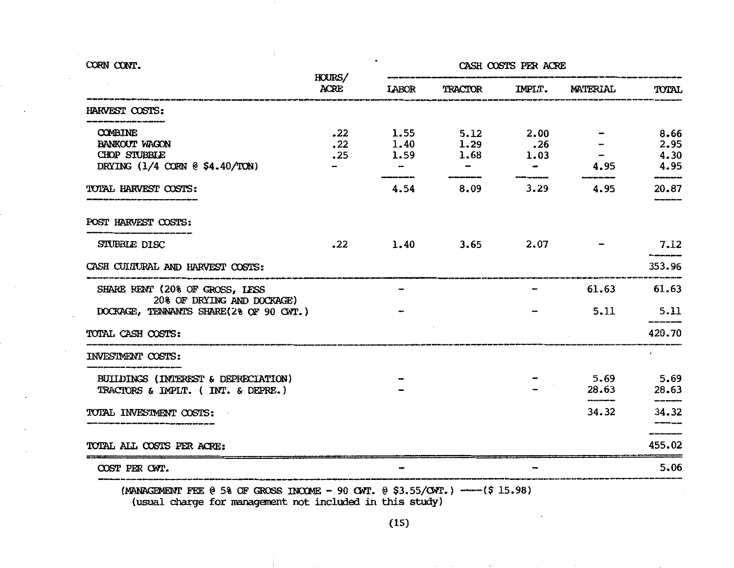CORN CONT.

| | HOURS/ ACRE | CASH COSTS PER ACRE | | | | |
|---|---|---|---|---|---|---|
| | | LABOR | TRACTOR | IMPLT. | MATERIAL | TOTAL |
| **HARVEST COSTS:** | | | | | | |
| COMBINE | .22 | 1.55 | 5.12 | 2.00 | - | 8.66 |
| BANKOUT WAGON | .22 | 1.40 | 1.29 | .26 | - | 2.95 |
| CHOP STUBBLE | .25 | 1.59 | 1.68 | 1.03 | - | 4.30 |
| DRYING (1/4 CORN @ $4.40/TON) | - | - | - | - | 4.95 | 4.95 |
| TOTAL HARVEST COSTS: | | 4.54 | 8.09 | 3.29 | 4.95 | 20.87 |
| **POST HARVEST COSTS:** | | | | | | |
| STUBBLE DISC | .22 | 1.40 | 3.65 | 2.07 | - | 7.12 |
| CASH CULTURAL AND HARVEST COSTS: | | | | | | 353.96 |
| SHARE RENT (20% OF GROSS, LESS 20% OF DRYING AND DOCKAGE) | | - | | - | 61.63 | 61.63 |
| DOCKAGE, TENNANTS SHARE(2% OF 90 CWT.) | | - | | - | 5.11 | 5.11 |
| TOTAL CASH COSTS: | | | | | | 420.70 |
| **INVESTMENT COSTS:** | | | | | | |
| BUILDINGS (INTEREST & DEPRECIATION) | | - | | - | 5.69 | 5.69 |
| TRACTORS & IMPLT. ( INT. & DEPRE.) | | - | | - | 28.63 | 28.63 |
| TOTAL INVESTMENT COSTS: | | | | | 34.32 | 34.32 |
| TOTAL ALL COSTS PER ACRE: | | | | | | 455.02 |
| COST PER CWT. | | - | | - | | 5.06 |

(MANAGEMENT FEE @ 5% OF GROSS INCOME - 90 CWT. @ $3.55/CWT.) ——($ 15.98)
(usual charge for management not included in this study)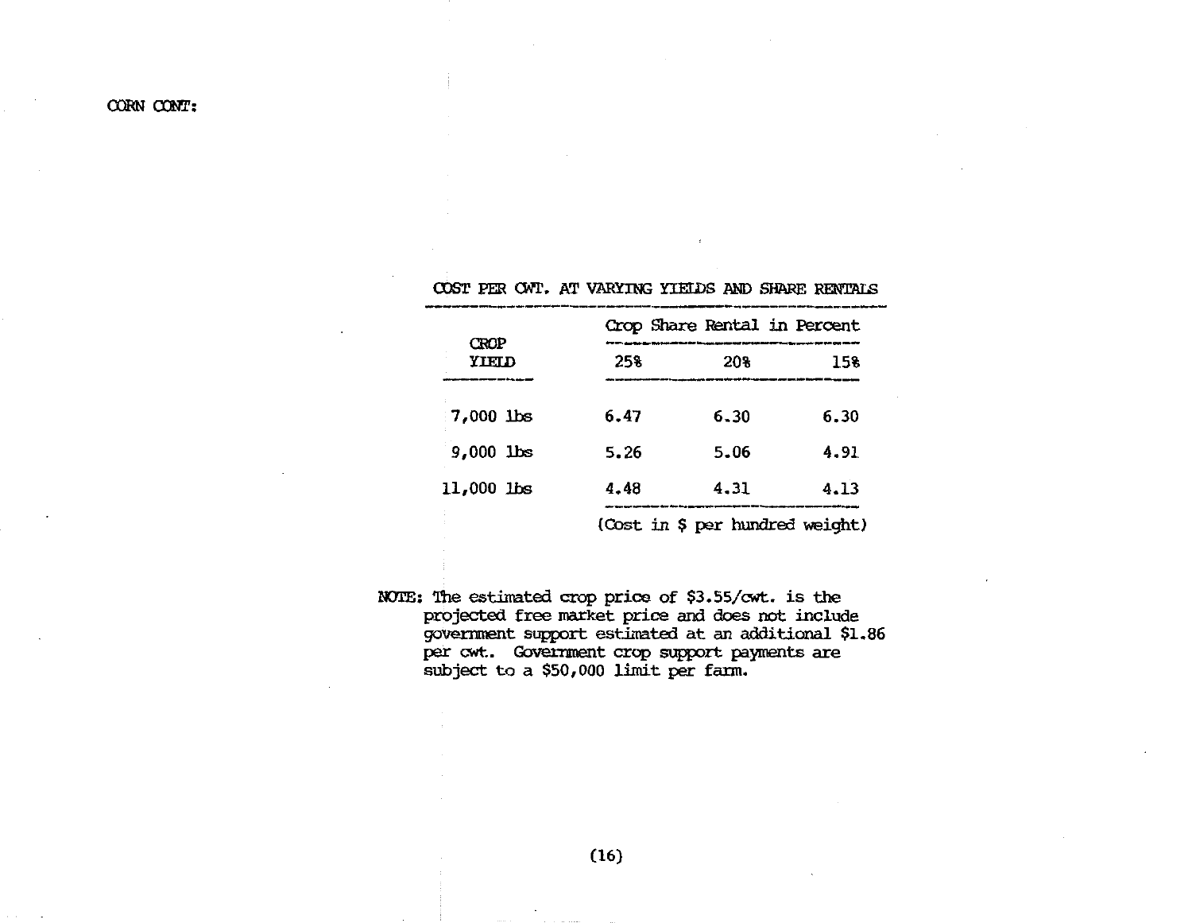CORN CONT:

COST PER CWT. AT VARYING YIELDS AND SHARE RENTALS

| CROP YIELD | Crop Share Rental in Percent | | |
|---|---|---|---|
| | 25% | 20% | 15% |
| 7,000 lbs | 6.47 | 6.30 | 6.30 |
| 9,000 lbs | 5.26 | 5.06 | 4.91 |
| 11,000 lbs | 4.48 | 4.31 | 4.13 |

(Cost in $ per hundred weight)

NOTE: The estimated crop price of $3.55/cwt. is the projected free market price and does not include government support estimated at an additional $1.86 per cwt.. Government crop support payments are subject to a $50,000 limit per farm.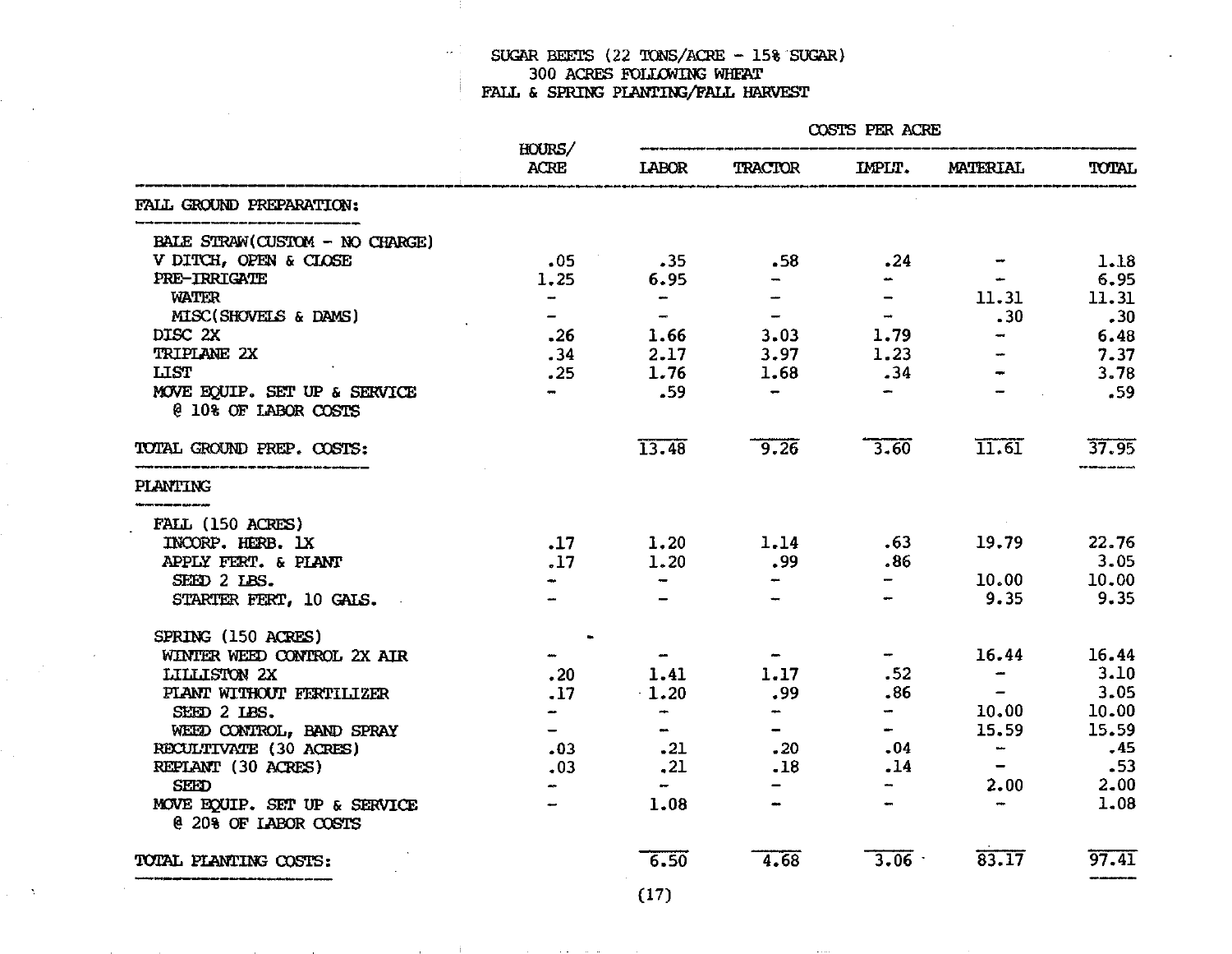SUGAR BEETS (22 TONS/ACRE - 15% SUGAR)
300 ACRES FOLLOWING WHEAT
FALL & SPRING PLANTING/FALL HARVEST

| | HOURS/ ACRE | COSTS PER ACRE | | | | |
|---|---|---|---|---|---|---|
| | | LABOR | TRACTOR | IMPLT. | MATERIAL | TOTAL |
| **FALL GROUND PREPARATION:** | | | | | | |
| BALE STRAW(CUSTOM - NO CHARGE) | | | | | | |
| V DITCH, OPEN & CLOSE | .05 | .35 | .58 | .24 | - | 1.18 |
| PRE-IRRIGATE | 1.25 | 6.95 | - | - | - | 6.95 |
| WATER | - | - | - | - | 11.31 | 11.31 |
| MISC(SHOVELS & DAMS) | - | - | - | - | .30 | .30 |
| DISC 2X | .26 | 1.66 | 3.03 | 1.79 | - | 6.48 |
| TRIPLANE 2X | .34 | 2.17 | 3.97 | 1.23 | - | 7.37 |
| LIST | .25 | 1.76 | 1.68 | .34 | - | 3.78 |
| MOVE EQUIP. SET UP & SERVICE @ 10% OF LABOR COSTS | - | .59 | - | - | - | .59 |
| **TOTAL GROUND PREP. COSTS:** | | 13.48 | 9.26 | 3.60 | 11.61 | 37.95 |
| **PLANTING** | | | | | | |
| FALL (150 ACRES) | | | | | | |
| INCORP. HERB. 1X | .17 | 1.20 | 1.14 | .63 | 19.79 | 22.76 |
| APPLY FERT. & PLANT | .17 | 1.20 | .99 | .86 | | 3.05 |
| SEED 2 LBS. | - | - | - | - | 10.00 | 10.00 |
| STARTER FERT, 10 GALS. | - | - | - | - | 9.35 | 9.35 |
| SPRING (150 ACRES) | | | | | | |
| WINTER WEED CONTROL 2X AIR | - | - | - | - | 16.44 | 16.44 |
| LILLISTON 2X | .20 | 1.41 | 1.17 | .52 | - | 3.10 |
| PLANT WITHOUT FERTILIZER | .17 | 1.20 | .99 | .86 | - | 3.05 |
| SEED 2 LBS. | - | - | - | - | 10.00 | 10.00 |
| WEED CONTROL, BAND SPRAY | - | - | - | - | 15.59 | 15.59 |
| RECULTIVATE (30 ACRES) | .03 | .21 | .20 | .04 | - | .45 |
| REPLANT (30 ACRES) | .03 | .21 | .18 | .14 | - | .53 |
| SEED | - | - | - | - | 2.00 | 2.00 |
| MOVE EQUIP. SET UP & SERVICE @ 20% OF LABOR COSTS | - | 1.08 | - | - | - | 1.08 |
| **TOTAL PLANTING COSTS:** | | 6.50 | 4.68 | 3.06 | 83.17 | 97.41 |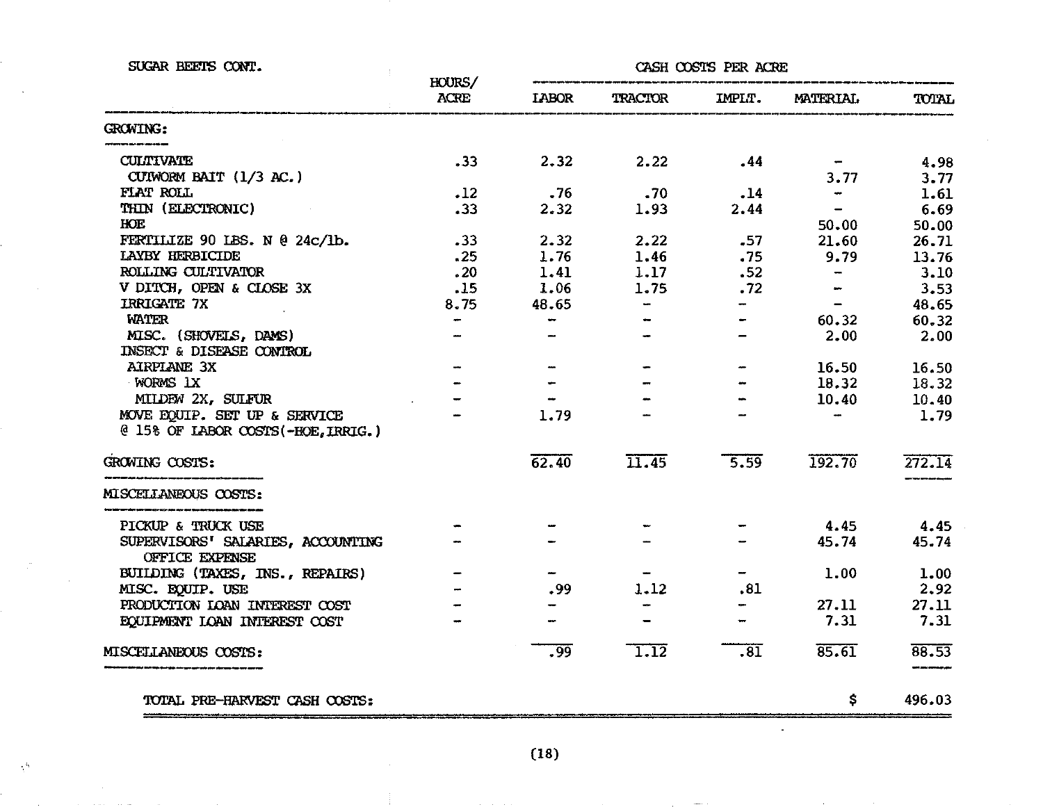SUGAR BEETS CONT.

| | HOURS/ ACRE | CASH COSTS PER ACRE LABOR | TRACTOR | IMPLT. | MATERIAL | TOTAL |
|---|---|---|---|---|---|---|
| **GROWING:** | | | | | | |
| CULTIVATE | .33 | 2.32 | 2.22 | .44 | - | 4.98 |
| CUTWORM BAIT (1/3 AC.) | | | | | 3.77 | 3.77 |
| FLAT ROLL | .12 | .76 | .70 | .14 | - | 1.61 |
| THIN (ELECTRONIC) | .33 | 2.32 | 1.93 | 2.44 | - | 6.69 |
| HOE | | | | | 50.00 | 50.00 |
| FERTILIZE 90 LBS. N @ 24c/lb. | .33 | 2.32 | 2.22 | .57 | 21.60 | 26.71 |
| LAYBY HERBICIDE | .25 | 1.76 | 1.46 | .75 | 9.79 | 13.76 |
| ROLLING CULTIVATOR | .20 | 1.41 | 1.17 | .52 | - | 3.10 |
| V DITCH, OPEN & CLOSE 3X | .15 | 1.06 | 1.75 | .72 | - | 3.53 |
| IRRIGATE 7X | 8.75 | 48.65 | - | - | - | 48.65 |
| WATER | - | - | - | - | 60.32 | 60.32 |
| MISC. (SHOVELS, DAMS) | - | - | - | - | 2.00 | 2.00 |
| INSECT & DISEASE CONTROL | | | | | | |
| AIRPLANE 3X | - | - | - | - | 16.50 | 16.50 |
| WORMS 1X | - | - | - | - | 18.32 | 18.32 |
| MILDEW 2X, SULFUR | - | - | - | - | 10.40 | 10.40 |
| MOVE EQUIP. SET UP & SERVICE @ 15% OF LABOR COSTS(-HOE,IRRIG.) | - | 1.79 | - | - | - | 1.79 |
| **GROWING COSTS:** | | 62.40 | 11.45 | 5.59 | 192.70 | 272.14 |
| **MISCELLANEOUS COSTS:** | | | | | | |
| PICKUP & TRUCK USE | - | - | - | - | 4.45 | 4.45 |
| SUPERVISORS' SALARIES, ACCOUNTING OFFICE EXPENSE | - | - | - | - | 45.74 | 45.74 |
| BUILDING (TAXES, INS., REPAIRS) | - | - | - | - | 1.00 | 1.00 |
| MISC. EQUIP. USE | - | .99 | 1.12 | .81 | | 2.92 |
| PRODUCTION LOAN INTEREST COST | - | - | - | - | 27.11 | 27.11 |
| EQUIPMENT LOAN INTEREST COST | - | - | - | - | 7.31 | 7.31 |
| **MISCELLANEOUS COSTS:** | | .99 | 1.12 | .81 | 85.61 | 88.53 |
| **TOTAL PRE-HARVEST CASH COSTS:** | | | | | $ | 496.03 |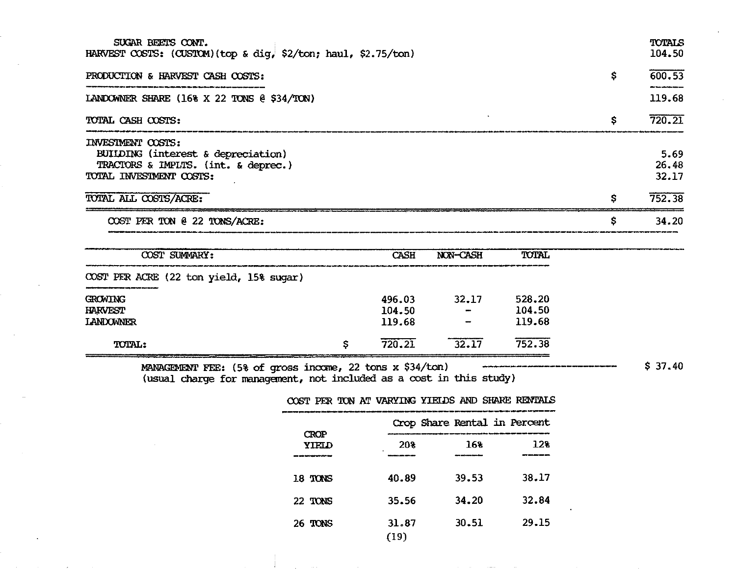SUGAR BEETS CONT.

| | | TOTALS |
|---|---|---|
| HARVEST COSTS: (CUSTOM)(top & dig, $2/ton; haul, $2.75/ton) | | 104.50 |
| PRODUCTION & HARVEST CASH COSTS: | $ | 600.53 |
| LANDOWNER SHARE (16% X 22 TONS @ $34/TON) | | 119.68 |
| TOTAL CASH COSTS: | $ | 720.21 |
| INVESTMENT COSTS: | | |
| BUILDING (interest & depreciation) | | 5.69 |
| TRACTORS & IMPLTS. (int. & deprec.) | | 26.48 |
| TOTAL INVESTMENT COSTS: | | 32.17 |
| TOTAL ALL COSTS/ACRE: | $ | 752.38 |
| COST PER TON @ 22 TONS/ACRE: | $ | 34.20 |

| COST SUMMARY: | | CASH | NON-CASH | TOTAL |
|---|---|---|---|---|
| COST PER ACRE (22 ton yield, 15% sugar) | | | | |
| GROWING | | 496.03 | 32.17 | 528.20 |
| HARVEST | | 104.50 | - | 104.50 |
| LANDOWNER | | 119.68 | - | 119.68 |
| TOTAL: | $ | 720.21 | 32.17 | 752.38 |

MANAGEMENT FEE: (5% of gross income, 22 tons x $34/ton) ---------- $ 37.40
(usual charge for management, not included as a cost in this study)

COST PER TON AT VARYING YIELDS AND SHARE RENTALS

| CROP YIELD | Crop Share Rental in Percent | | |
|---|---|---|---|
| | 20% | 16% | 12% |
| 18 TONS | 40.89 | 39.53 | 38.17 |
| 22 TONS | 35.56 | 34.20 | 32.84 |
| 26 TONS | 31.87 | 30.51 | 29.15 |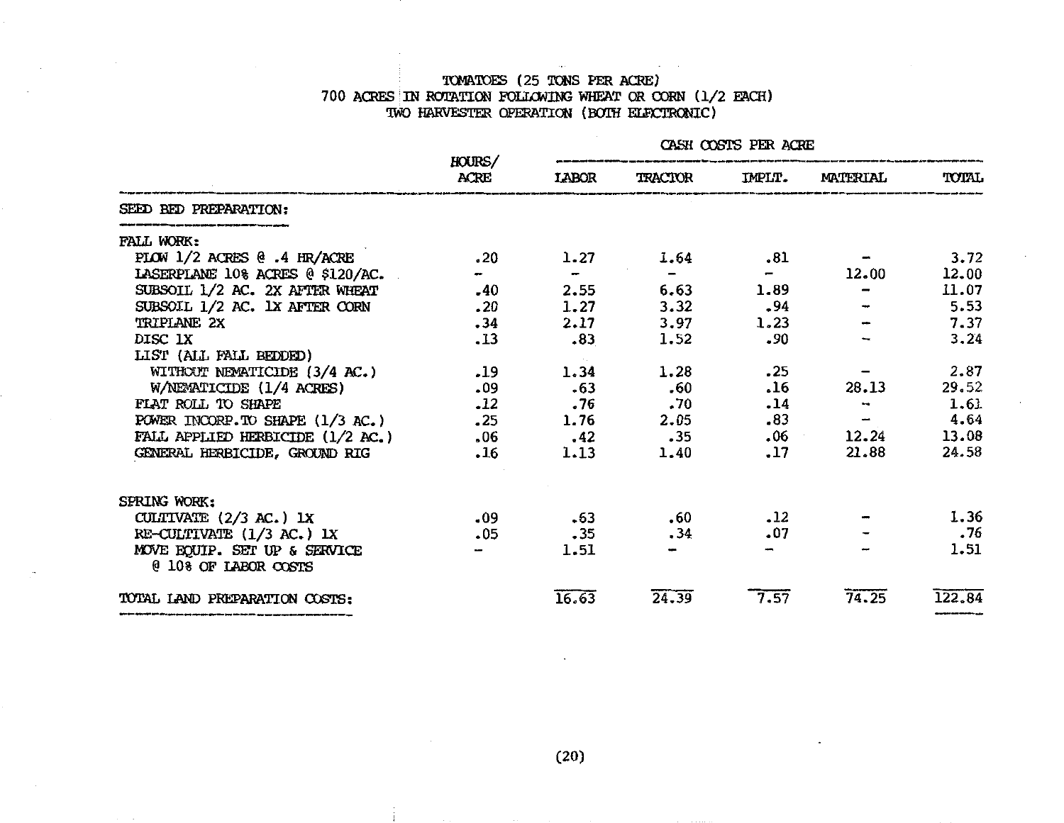# TOMATOES (25 TONS PER ACRE)
## 700 ACRES IN ROTATION FOLLOWING WHEAT OR CORN (1/2 EACH)
## TWO HARVESTER OPERATION (BOTH ELECTRONIC)

| | HOURS/ ACRE | CASH COSTS PER ACRE LABOR | TRACTOR | IMPLT. | MATERIAL | TOTAL |
|---|---|---|---|---|---|---|
| SEED BED PREPARATION: | | | | | | |
| FALL WORK: | | | | | | |
| PLOW 1/2 ACRES @ .4 HR/ACRE | .20 | 1.27 | 1.64 | .81 | - | 3.72 |
| LASERPLANE 10% ACRES @ $120/AC. | - | - | - | - | 12.00 | 12.00 |
| SUBSOIL 1/2 AC. 2X AFTER WHEAT | .40 | 2.55 | 6.63 | 1.89 | - | 11.07 |
| SUBSOIL 1/2 AC. 1X AFTER CORN | .20 | 1.27 | 3.32 | .94 | - | 5.53 |
| TRIPLANE 2X | .34 | 2.17 | 3.97 | 1.23 | - | 7.37 |
| DISC 1X | .13 | .83 | 1.52 | .90 | - | 3.24 |
| LIST (ALL FALL BEDDED) | | | | | | |
| WITHOUT NEMATICIDE (3/4 AC.) | .19 | 1.34 | 1.28 | .25 | - | 2.87 |
| W/NEMATICIDE (1/4 ACRES) | .09 | .63 | .60 | .16 | 28.13 | 29.52 |
| FLAT ROLL TO SHAPE | .12 | .76 | .70 | .14 | - | 1.61 |
| POWER INCORP. TO SHAPE (1/3 AC.) | .25 | 1.76 | 2.05 | .83 | - | 4.64 |
| FALL APPLIED HERBICIDE (1/2 AC.) | .06 | .42 | .35 | .06 | 12.24 | 13.08 |
| GENERAL HERBICIDE, GROUND RIG | .16 | 1.13 | 1.40 | .17 | 21.88 | 24.58 |
| SPRING WORK: | | | | | | |
| CULTIVATE (2/3 AC.) 1X | .09 | .63 | .60 | .12 | - | 1.36 |
| RE-CULTIVATE (1/3 AC.) 1X | .05 | .35 | .34 | .07 | - | .76 |
| MOVE EQUIP. SET UP & SERVICE @ 10% OF LABOR COSTS | - | 1.51 | - | - | - | 1.51 |
| TOTAL LAND PREPARATION COSTS: | | 16.63 | 24.39 | 7.57 | 74.25 | 122.84 |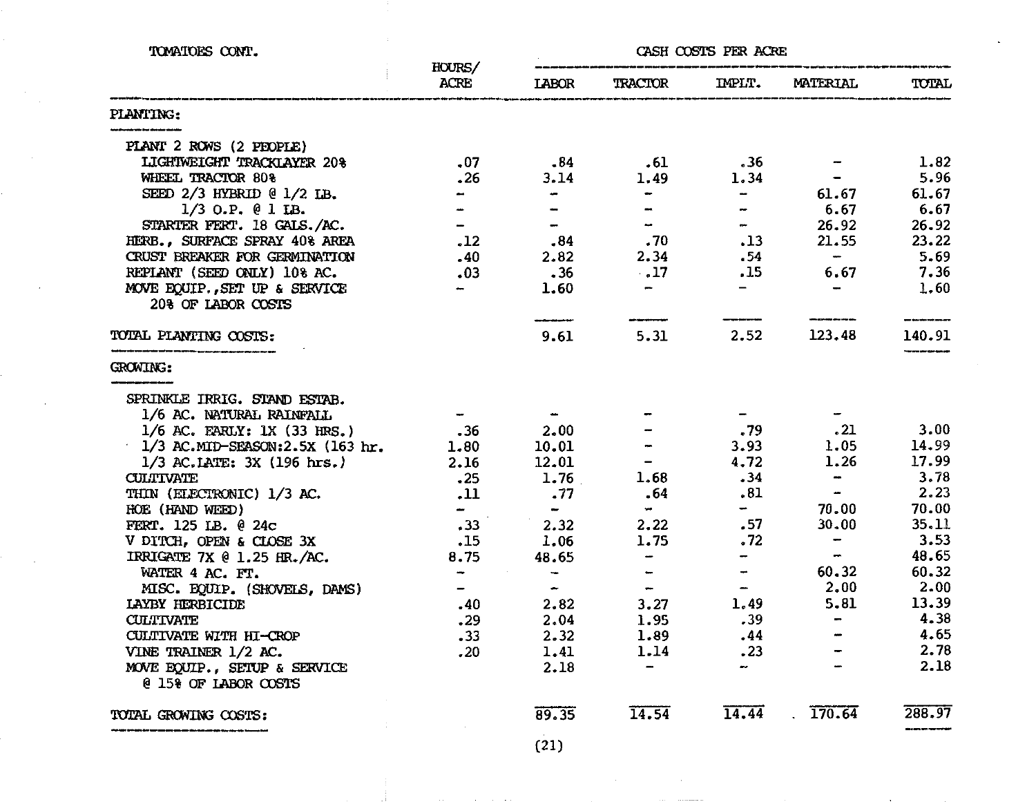TOMATOES CONT.

| | HOURS/ ACRE | CASH COSTS PER ACRE | | | | |
|---|---|---|---|---|---|---|
| | | LABOR | TRACTOR | IMPLT. | MATERIAL | TOTAL |
| **PLANTING:** | | | | | | |
| PLANT 2 ROWS (2 PEOPLE) | | | | | | |
| LIGHTWEIGHT TRACKLAYER 20% | .07 | .84 | .61 | .36 | - | 1.82 |
| WHEEL TRACTOR 80% | .26 | 3.14 | 1.49 | 1.34 | - | 5.96 |
| SEED 2/3 HYBRID @ 1/2 LB. | - | - | - | - | 61.67 | 61.67 |
| 1/3 O.P. @ 1 LB. | - | - | - | - | 6.67 | 6.67 |
| STARTER FERT. 18 GALS./AC. | - | - | - | - | 26.92 | 26.92 |
| HERB., SURFACE SPRAY 40% AREA | .12 | .84 | .70 | .13 | 21.55 | 23.22 |
| CRUST BREAKER FOR GERMINATION | .40 | 2.82 | 2.34 | .54 | - | 5.69 |
| REPLANT (SEED ONLY) 10% AC. | .03 | .36 | .17 | .15 | 6.67 | 7.36 |
| MOVE EQUIP.,SET UP & SERVICE 20% OF LABOR COSTS | - | 1.60 | - | - | - | 1.60 |
| **TOTAL PLANTING COSTS:** | | 9.61 | 5.31 | 2.52 | 123.48 | 140.91 |
| **GROWING:** | | | | | | |
| SPRINKLE IRRIG. STAND ESTAB. | | | | | | |
| 1/6 AC. NATURAL RAINFALL | - | - | - | - | - | |
| 1/6 AC. EARLY: 1X (33 HRS.) | .36 | 2.00 | - | .79 | .21 | 3.00 |
| 1/3 AC.MID-SEASON:2.5X (163 hr. | 1.80 | 10.01 | - | 3.93 | 1.05 | 14.99 |
| 1/3 AC.LATE: 3X (196 hrs.) | 2.16 | 12.01 | - | 4.72 | 1.26 | 17.99 |
| CULTIVATE | .25 | 1.76 | 1.68 | .34 | - | 3.78 |
| THIN (ELECTRONIC) 1/3 AC. | .11 | .77 | .64 | .81 | - | 2.23 |
| HOE (HAND WEED) | - | - | - | - | 70.00 | 70.00 |
| FERT. 125 LB. @ 24c | .33 | 2.32 | 2.22 | .57 | 30.00 | 35.11 |
| V DITCH, OPEN & CLOSE 3X | .15 | 1.06 | 1.75 | .72 | - | 3.53 |
| IRRIGATE 7X @ 1.25 HR./AC. | 8.75 | 48.65 | - | - | - | 48.65 |
| WATER 4 AC. FT. | - | - | - | - | 60.32 | 60.32 |
| MISC. EQUIP. (SHOVELS, DAMS) | - | - | - | - | 2.00 | 2.00 |
| LAYBY HERBICIDE | .40 | 2.82 | 3.27 | 1.49 | 5.81 | 13.39 |
| CULTIVATE | .29 | 2.04 | 1.95 | .39 | - | 4.38 |
| CULTIVATE WITH HI-CROP | .33 | 2.32 | 1.89 | .44 | - | 4.65 |
| VINE TRAINER 1/2 AC. | .20 | 1.41 | 1.14 | .23 | - | 2.78 |
| MOVE EQUIP., SETUP & SERVICE @ 15% OF LABOR COSTS | | 2.18 | - | - | - | 2.18 |
| **TOTAL GROWING COSTS:** | | 89.35 | 14.54 | 14.44 | 170.64 | 288.97 |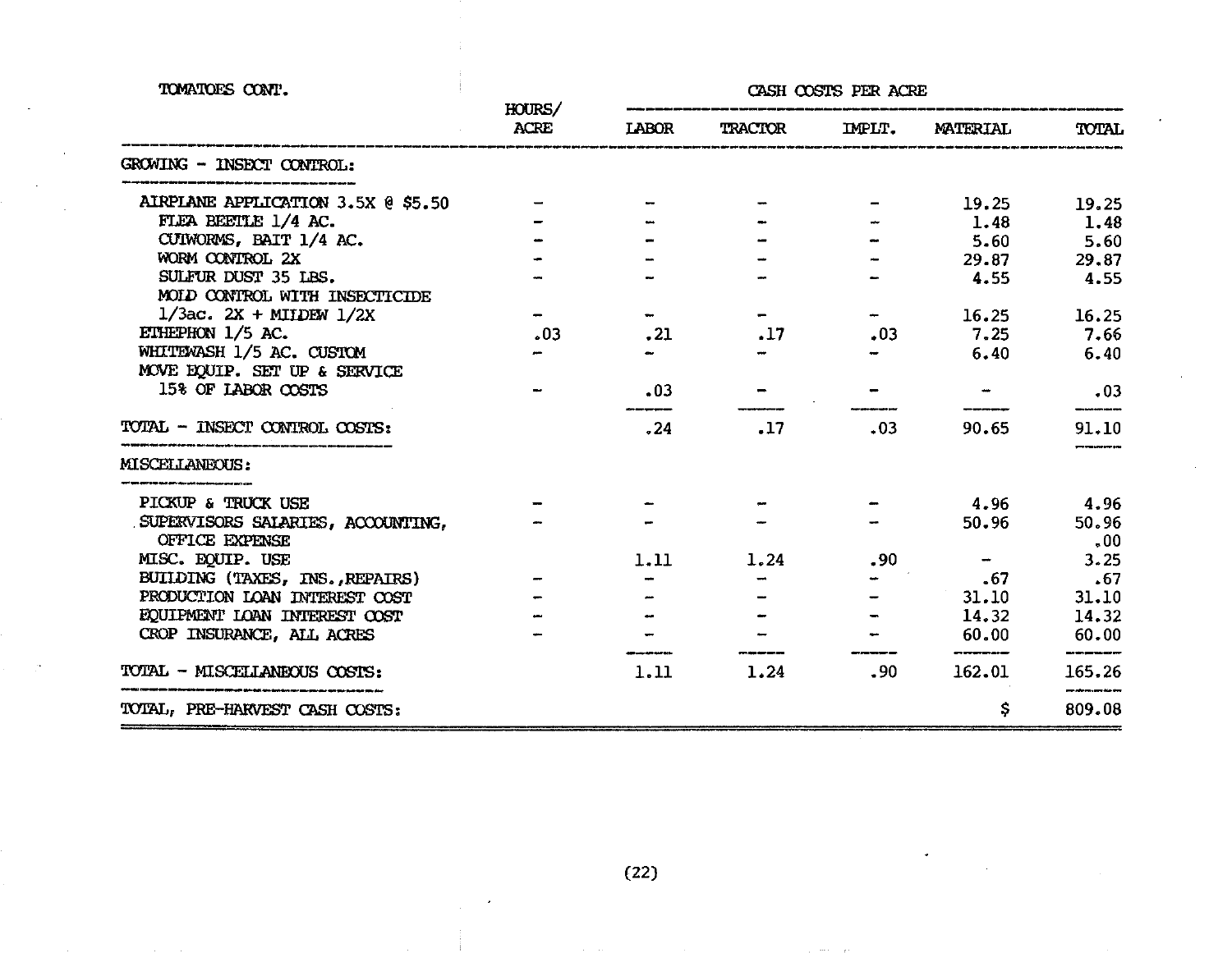TOMATOES CONT.

| | HOURS/ ACRE | CASH COSTS PER ACRE | | | | |
|---|---|---|---|---|---|---|
| | | LABOR | TRACTOR | IMPLT. | MATERIAL | TOTAL |
| **GROWING - INSECT CONTROL:** | | | | | | |
| AIRPLANE APPLICATION 3.5X @ $5.50 | - | - | - | - | 19.25 | 19.25 |
| FLEA BEETLE 1/4 AC. | - | - | - | - | 1.48 | 1.48 |
| CUTWORMS, BAIT 1/4 AC. | - | - | - | - | 5.60 | 5.60 |
| WORM CONTROL 2X | - | - | - | - | 29.87 | 29.87 |
| SULFUR DUST 35 LBS. | - | - | - | - | 4.55 | 4.55 |
| MOLD CONTROL WITH INSECTICIDE 1/3ac. 2X + MILDEW 1/2X | - | - | - | - | 16.25 | 16.25 |
| ETHEPHON 1/5 AC. | .03 | .21 | .17 | .03 | 7.25 | 7.66 |
| WHITEWASH 1/5 AC. CUSTOM | - | - | - | - | 6.40 | 6.40 |
| MOVE EQUIP. SET UP & SERVICE 15% OF LABOR COSTS | - | .03 | - | - | - | .03 |
| **TOTAL - INSECT CONTROL COSTS:** | | .24 | .17 | .03 | 90.65 | 91.10 |
| **MISCELLANEOUS:** | | | | | | |
| PICKUP & TRUCK USE | - | - | - | - | 4.96 | 4.96 |
| SUPERVISORS SALARIES, ACCOUNTING, OFFICE EXPENSE | - | - | - | - | 50.96 | 50.96 .00 |
| MISC. EQUIP. USE | | 1.11 | 1.24 | .90 | - | 3.25 |
| BUILDING (TAXES, INS.,REPAIRS) | - | - | - | - | .67 | .67 |
| PRODUCTION LOAN INTEREST COST | - | - | - | - | 31.10 | 31.10 |
| EQUIPMENT LOAN INTEREST COST | - | - | - | - | 14.32 | 14.32 |
| CROP INSURANCE, ALL ACRES | - | - | - | - | 60.00 | 60.00 |
| **TOTAL - MISCELLANEOUS COSTS:** | | 1.11 | 1.24 | .90 | 162.01 | 165.26 |
| **TOTAL, PRE-HARVEST CASH COSTS:** | | | | | $ | 809.08 |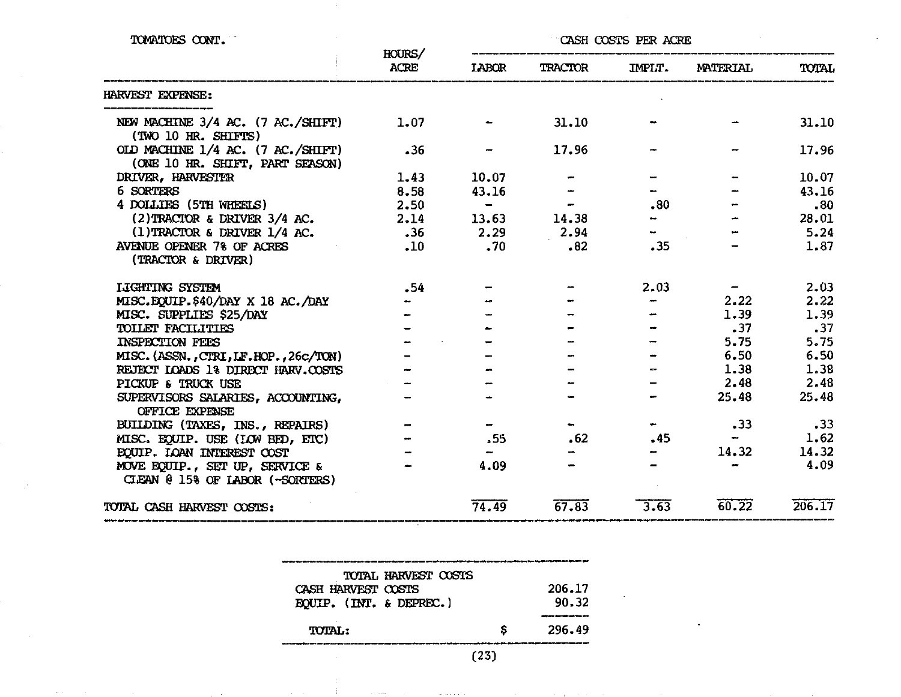TOMATOES CONT.

| | HOURS/ ACRE | CASH COSTS PER ACRE | | | | |
|---|---|---|---|---|---|---|
| | | LABOR | TRACTOR | IMPLT. | MATERIAL | TOTAL |
| HARVEST EXPENSE: | | | | | | |
| NEW MACHINE 3/4 AC. (7 AC./SHIFT) (TWO 10 HR. SHIFTS) | 1.07 | - | 31.10 | - | - | 31.10 |
| OLD MACHINE 1/4 AC. (7 AC./SHIFT) (ONE 10 HR. SHIFT, PART SEASON) | .36 | - | 17.96 | - | - | 17.96 |
| DRIVER, HARVESTER | 1.43 | 10.07 | - | - | - | 10.07 |
| 6 SORTERS | 8.58 | 43.16 | - | - | - | 43.16 |
| 4 DOLLIES (5TH WHEELS) | 2.50 | - | - | .80 | - | .80 |
| (2)TRACTOR & DRIVER 3/4 AC. | 2.14 | 13.63 | 14.38 | - | - | 28.01 |
| (1)TRACTOR & DRIVER 1/4 AC. | .36 | 2.29 | 2.94 | - | - | 5.24 |
| AVENUE OPENER 7% OF ACRES (TRACTOR & DRIVER) | .10 | .70 | .82 | .35 | - | 1.87 |
| LIGHTING SYSTEM | .54 | - | - | 2.03 | - | 2.03 |
| MISC.EQUIP.$40/DAY X 18 AC./DAY | - | - | - | - | 2.22 | 2.22 |
| MISC. SUPPLIES $25/DAY | - | - | - | - | 1.39 | 1.39 |
| TOILET FACILITIES | - | - | - | - | .37 | .37 |
| INSPECTION FEES | - | - | - | - | 5.75 | 5.75 |
| MISC.(ASSN.,CTRI,LF.HOP.,26c/TON) | - | - | - | - | 6.50 | 6.50 |
| REJECT LOADS 1% DIRECT HARV.COSTS | - | - | - | - | 1.38 | 1.38 |
| PICKUP & TRUCK USE | - | - | - | - | 2.48 | 2.48 |
| SUPERVISORS SALARIES, ACCOUNTING, OFFICE EXPENSE | - | - | - | - | 25.48 | 25.48 |
| BUILDING (TAXES, INS., REPAIRS) | - | - | - | - | .33 | .33 |
| MISC. EQUIP. USE (LOW BED, ETC) | - | .55 | .62 | .45 | - | 1.62 |
| EQUIP. LOAN INTEREST COST | - | - | - | - | 14.32 | 14.32 |
| MOVE EQUIP., SET UP, SERVICE & CLEAN @ 15% OF LABOR (-SORTERS) | - | 4.09 | - | - | - | 4.09 |
| TOTAL CASH HARVEST COSTS: | | 74.49 | 67.83 | 3.63 | 60.22 | 206.17 |

| TOTAL HARVEST COSTS | |
|---|---|
| CASH HARVEST COSTS | 206.17 |
| EQUIP. (INT. & DEPREC.) | 90.32 |
| TOTAL: | $ 296.49 |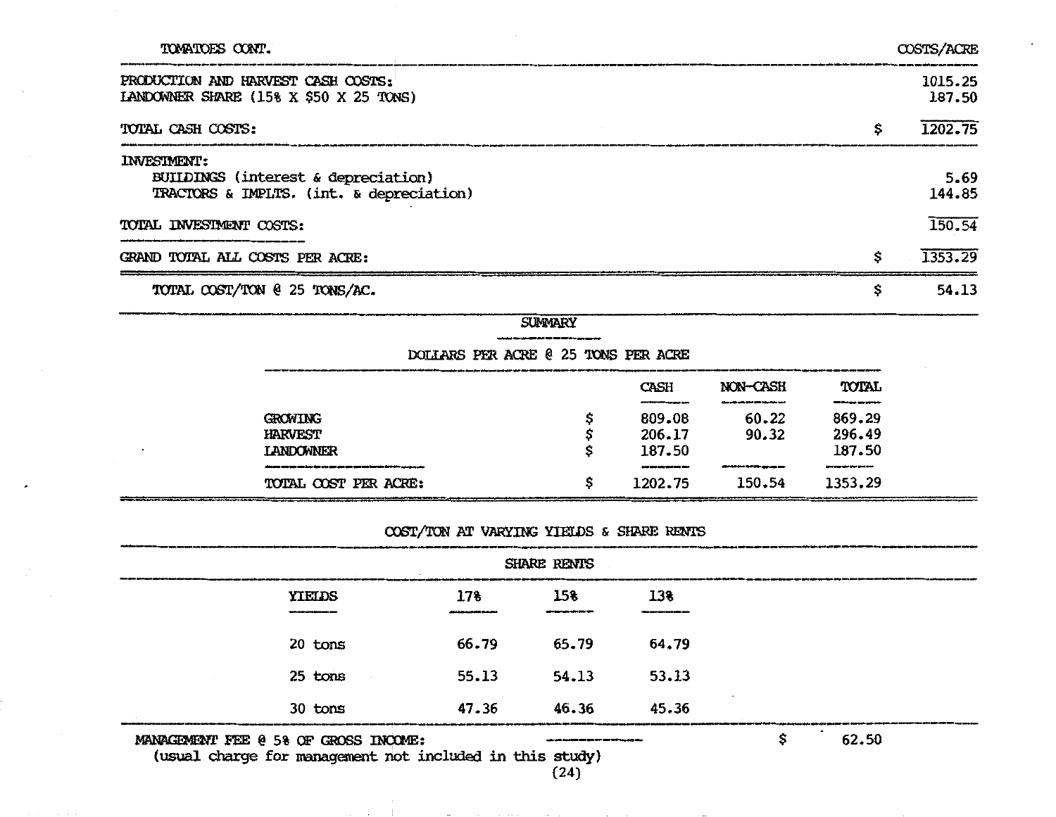| TOMATOES CONT. | | COSTS/ACRE |
|---|---|---|
| PRODUCTION AND HARVEST CASH COSTS: | | 1015.25 |
| LANDOWNER SHARE (15% X $50 X 25 TONS) | | 187.50 |
| TOTAL CASH COSTS: | $ | 1202.75 |
| INVESTMENT: | | |
| BUILDINGS (interest & depreciation) | | 5.69 |
| TRACTORS & IMPLTS. (int. & depreciation) | | 144.85 |
| TOTAL INVESTMENT COSTS: | | 150.54 |
| GRAND TOTAL ALL COSTS PER ACRE: | $ | 1353.29 |
| TOTAL COST/TON @ 25 TONS/AC. | $ | 54.13 |

## SUMMARY

DOLLARS PER ACRE @ 25 TONS PER ACRE

| | | CASH | NON-CASH | TOTAL |
|---|---|---|---|---|
| GROWING | $ | 809.08 | 60.22 | 869.29 |
| HARVEST | $ | 206.17 | 90.32 | 296.49 |
| LANDOWNER | $ | 187.50 | | 187.50 |
| TOTAL COST PER ACRE: | $ | 1202.75 | 150.54 | 1353.29 |

COST/TON AT VARYING YIELDS & SHARE RENTS

| | SHARE RENTS | | |
|---|---|---|---|
| YIELDS | 17% | 15% | 13% |
| 20 tons | 66.79 | 65.79 | 64.79 |
| 25 tons | 55.13 | 54.13 | 53.13 |
| 30 tons | 47.36 | 46.36 | 45.36 |

MANAGEMENT FEE @ 5% OF GROSS INCOME: $ 62.50
(usual charge for management not included in this study)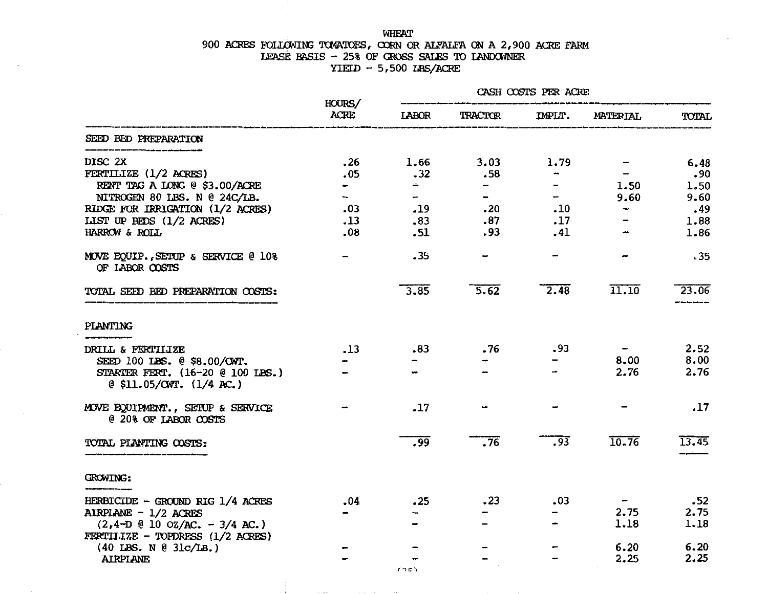WHEAT
900 ACRES FOLLOWING TOMATOES, CORN OR ALFALFA ON A 2,900 ACRE FARM
LEASE BASIS - 25% OF GROSS SALES TO LANDOWNER
YIELD - 5,500 LBS/ACRE

| | HOURS/ ACRE | CASH COSTS PER ACRE LABOR | TRACTOR | IMPLT. | MATERIAL | TOTAL |
|---|---|---|---|---|---|---|
| **SEED BED PREPARATION** | | | | | | |
| DISC 2X | .26 | 1.66 | 3.03 | 1.79 | - | 6.48 |
| FERTILIZE (1/2 ACRES) | .05 | .32 | .58 | - | - | .90 |
| RENT TAG A LONG @ $3.00/ACRE | - | - | - | - | 1.50 | 1.50 |
| NITROGEN 80 LBS. N @ 24C/LB. | - | - | - | - | 9.60 | 9.60 |
| RIDGE FOR IRRIGATION (1/2 ACRES) | .03 | .19 | .20 | .10 | - | .49 |
| LIST UP BEDS (1/2 ACRES) | .13 | .83 | .87 | .17 | - | 1.88 |
| HARROW & ROLL | .08 | .51 | .93 | .41 | - | 1.86 |
| MOVE EQUIP., SETUP & SERVICE @ 10% OF LABOR COSTS | - | .35 | - | - | - | .35 |
| TOTAL SEED BED PREPARATION COSTS: | | 3.85 | 5.62 | 2.48 | 11.10 | 23.06 |
| **PLANTING** | | | | | | |
| DRILL & FERTILIZE | .13 | .83 | .76 | .93 | - | 2.52 |
| SEED 100 LBS. @ $8.00/CWT. | - | - | - | - | 8.00 | 8.00 |
| STARTER FERT. (16-20 @ 100 LBS.) @ $11.05/CWT. (1/4 AC.) | - | - | - | - | 2.76 | 2.76 |
| MOVE EQUIPMENT., SETUP & SERVICE @ 20% OF LABOR COSTS | - | .17 | - | - | - | .17 |
| TOTAL PLANTING COSTS: | | .99 | .76 | .93 | 10.76 | 13.45 |
| **GROWING:** | | | | | | |
| HERBICIDE - GROUND RIG 1/4 ACRES | .04 | .25 | .23 | .03 | - | .52 |
| AIRPLANE - 1/2 ACRES | - | - | - | - | 2.75 | 2.75 |
| (2,4-D @ 10 OZ/AC. - 3/4 AC.) | | - | - | - | 1.18 | 1.18 |
| FERTILIZE - TOPDRESS (1/2 ACRES) | | | | | | |
| (40 LBS. N @ 31c/LB.) | - | - | - | - | 6.20 | 6.20 |
| AIRPLANE | - | - | - | - | 2.25 | 2.25 |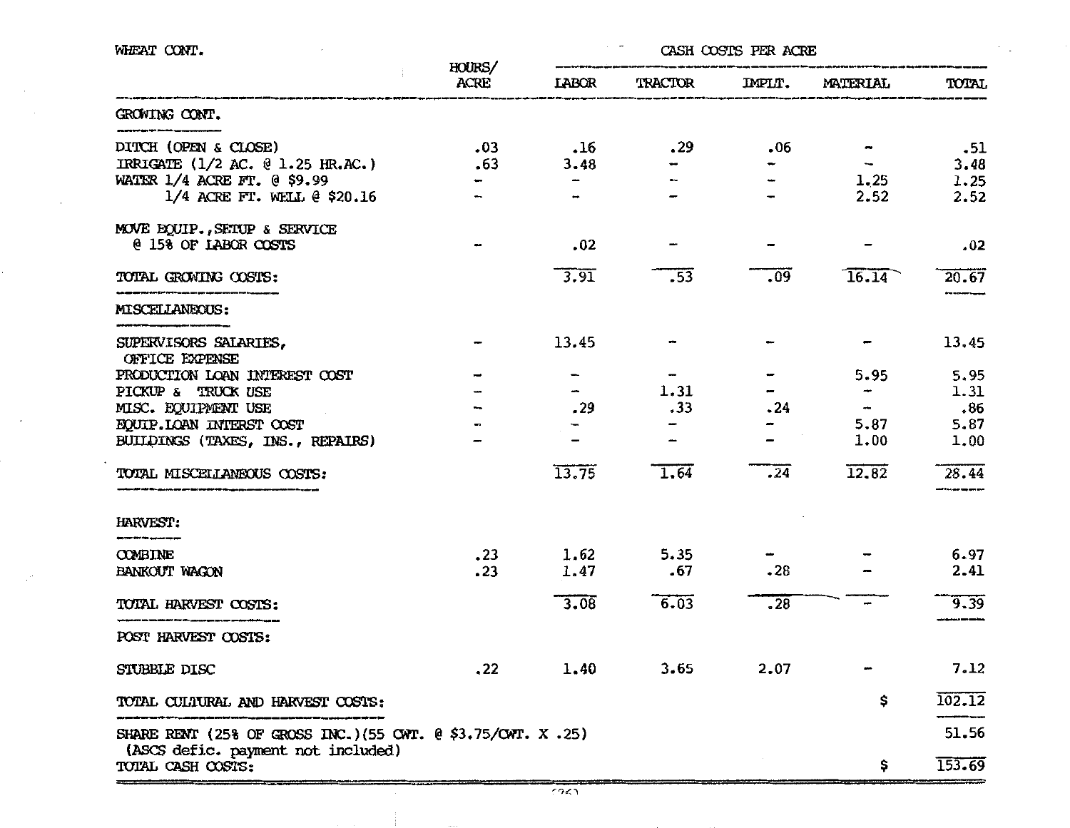WHEAT CONT.

| | HOURS/ ACRE | CASH COSTS PER ACRE LABOR | TRACTOR | IMPLT. | MATERIAL | TOTAL |
|---|---|---|---|---|---|---|
| **GROWING CONT.** | | | | | | |
| DITCH (OPEN & CLOSE) | .03 | .16 | .29 | .06 | - | .51 |
| IRRIGATE (1/2 AC. @ 1.25 HR.AC.) | .63 | 3.48 | - | - | - | 3.48 |
| WATER 1/4 ACRE FT. @ $9.99 | - | - | - | - | 1.25 | 1.25 |
| 1/4 ACRE FT. WELL @ $20.16 | - | - | - | - | 2.52 | 2.52 |
| MOVE EQUIP., SETUP & SERVICE @ 15% OF LABOR COSTS | - | .02 | - | - | - | .02 |
| TOTAL GROWING COSTS: | | 3.91 | .53 | .09 | 16.14 | 20.67 |
| **MISCELLANEOUS:** | | | | | | |
| SUPERVISORS SALARIES, OFFICE EXPENSE | - | 13.45 | - | - | - | 13.45 |
| PRODUCTION LOAN INTEREST COST | - | - | - | - | 5.95 | 5.95 |
| PICKUP & TRUCK USE | - | - | 1.31 | - | - | 1.31 |
| MISC. EQUIPMENT USE | - | .29 | .33 | .24 | - | .86 |
| EQUIP. LOAN INTEREST COST | - | - | - | - | 5.87 | 5.87 |
| BUILDINGS (TAXES, INS., REPAIRS) | - | - | - | - | 1.00 | 1.00 |
| TOTAL MISCELLANEOUS COSTS: | | 13.75 | 1.64 | .24 | 12.82 | 28.44 |
| **HARVEST:** | | | | | | |
| COMBINE | .23 | 1.62 | 5.35 | - | - | 6.97 |
| BANKOUT WAGON | .23 | 1.47 | .67 | .28 | - | 2.41 |
| TOTAL HARVEST COSTS: | | 3.08 | 6.03 | .28 | - | 9.39 |
| **POST HARVEST COSTS:** | | | | | | |
| STUBBLE DISC | .22 | 1.40 | 3.65 | 2.07 | - | 7.12 |
| TOTAL CULTURAL AND HARVEST COSTS: | | | | | $ | 102.12 |
| SHARE RENT (25% OF GROSS INC.)(55 CWT. @ $3.75/CWT. X .25) (ASCS defic. payment not included) | | | | | | 51.56 |
| TOTAL CASH COSTS: | | | | | $ | 153.69 |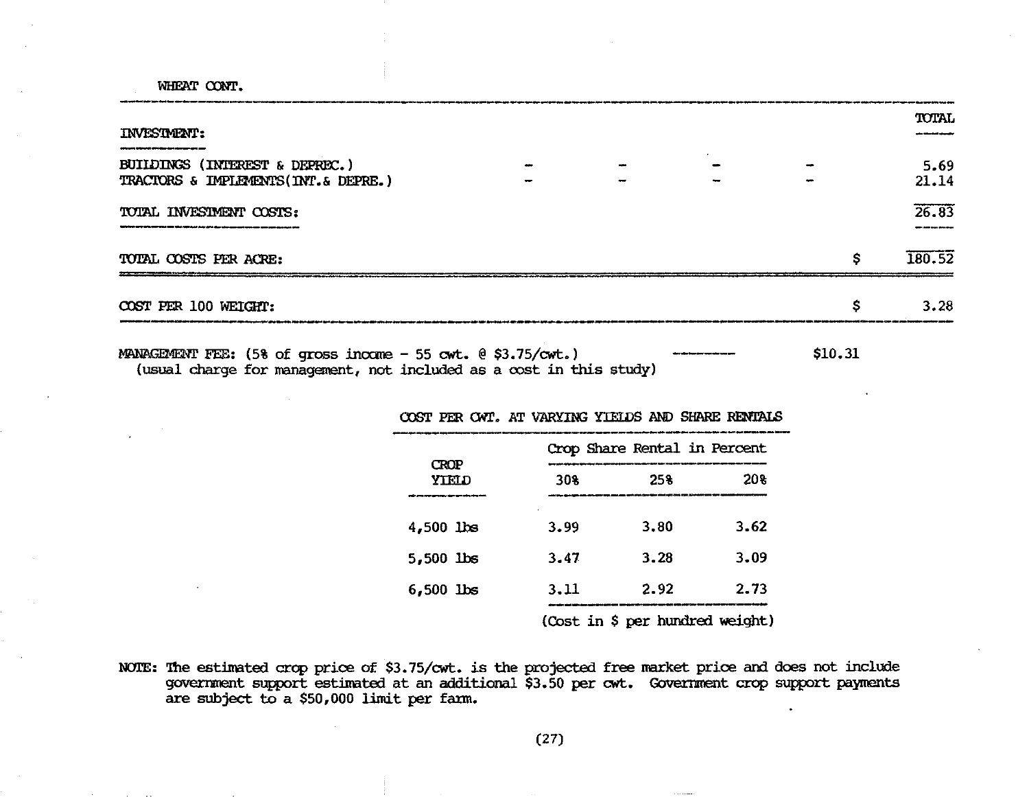WHEAT CONT.

| INVESTMENT: | | | | | | TOTAL |
|---|---|---|---|---|---|---|
| BUILDINGS (INTEREST & DEPREC.) | - | - | - | - | | 5.69 |
| TRACTORS & IMPLEMENTS(INT.& DEPRE.) | - | - | - | - | | 21.14 |
| TOTAL INVESTMENT COSTS: | | | | | | 26.83 |
| TOTAL COSTS PER ACRE: | | | | | $ | 180.52 |
| COST PER 100 WEIGHT: | | | | | $ | 3.28 |

MANAGEMENT FEE: (5% of gross income - 55 cwt. @ $3.75/cwt.) --------- $10.31
(usual charge for management, not included as a cost in this study)

COST PER CWT. AT VARYING YIELDS AND SHARE RENTALS

| CROP YIELD | Crop Share Rental in Percent | | |
|---|---|---|---|
| | 30% | 25% | 20% |
| 4,500 lbs | 3.99 | 3.80 | 3.62 |
| 5,500 lbs | 3.47 | 3.28 | 3.09 |
| 6,500 lbs | 3.11 | 2.92 | 2.73 |

(Cost in $ per hundred weight)

NOTE: The estimated crop price of $3.75/cwt. is the projected free market price and does not include government support estimated at an additional $3.50 per cwt. Government crop support payments are subject to a $50,000 limit per farm.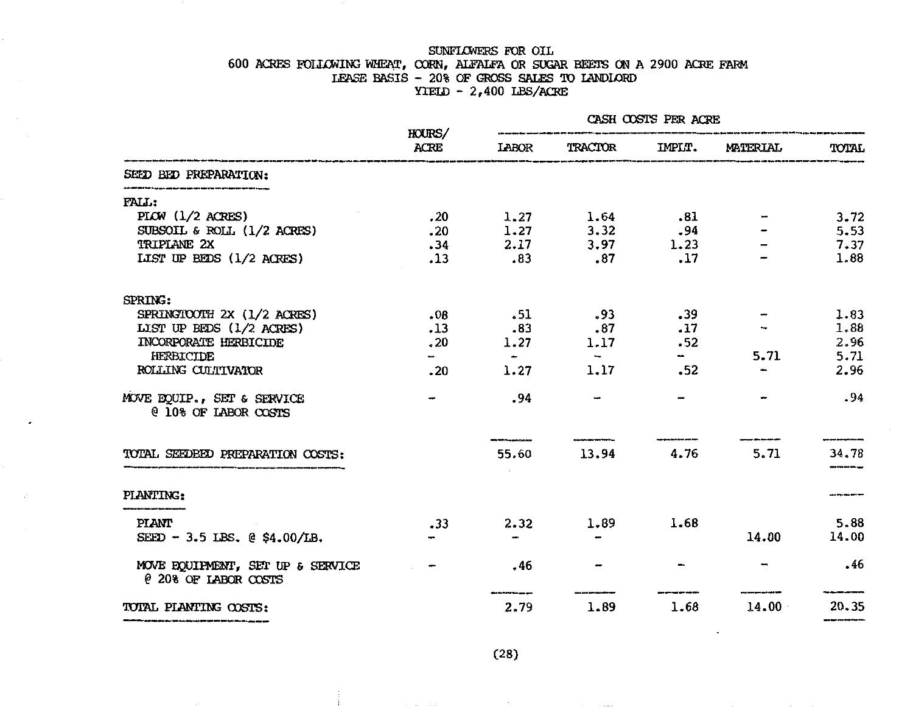SUNFLOWERS FOR OIL
600 ACRES FOLLOWING WHEAT, CORN, ALFALFA OR SUGAR BEETS ON A 2900 ACRE FARM
LEASE BASIS - 20% OF GROSS SALES TO LANDLORD
YIELD - 2,400 LBS/ACRE

| | HOURS/ ACRE | CASH COSTS PER ACRE | | | | |
|---|---|---|---|---|---|---|
| | | LABOR | TRACTOR | IMPLT. | MATERIAL | TOTAL |
| **SEED BED PREPARATION:** | | | | | | |
| FALL: | | | | | | |
| PLOW (1/2 ACRES) | .20 | 1.27 | 1.64 | .81 | - | 3.72 |
| SUBSOIL & ROLL (1/2 ACRES) | .20 | 1.27 | 3.32 | .94 | - | 5.53 |
| TRIPLANE 2X | .34 | 2.17 | 3.97 | 1.23 | - | 7.37 |
| LIST UP BEDS (1/2 ACRES) | .13 | .83 | .87 | .17 | - | 1.88 |
| SPRING: | | | | | | |
| SPRINGTOOTH 2X (1/2 ACRES) | .08 | .51 | .93 | .39 | - | 1.83 |
| LIST UP BEDS (1/2 ACRES) | .13 | .83 | .87 | .17 | - | 1.88 |
| INCORPORATE HERBICIDE | .20 | 1.27 | 1.17 | .52 | | 2.96 |
| HERBICIDE | - | - | - | - | 5.71 | 5.71 |
| ROLLING CULTIVATOR | .20 | 1.27 | 1.17 | .52 | - | 2.96 |
| MOVE EQUIP., SET & SERVICE @ 10% OF LABOR COSTS | - | .94 | - | - | - | .94 |
| **TOTAL SEEDBED PREPARATION COSTS:** | | 55.60 | 13.94 | 4.76 | 5.71 | 34.78 |
| **PLANTING:** | | | | | | |
| PLANT | .33 | 2.32 | 1.89 | 1.68 | | 5.88 |
| SEED - 3.5 LBS. @ $4.00/LB. | - | - | - | | 14.00 | 14.00 |
| MOVE EQUIPMENT, SET UP & SERVICE @ 20% OF LABOR COSTS | - | .46 | - | - | - | .46 |
| **TOTAL PLANTING COSTS:** | | 2.79 | 1.89 | 1.68 | 14.00 | 20.35 |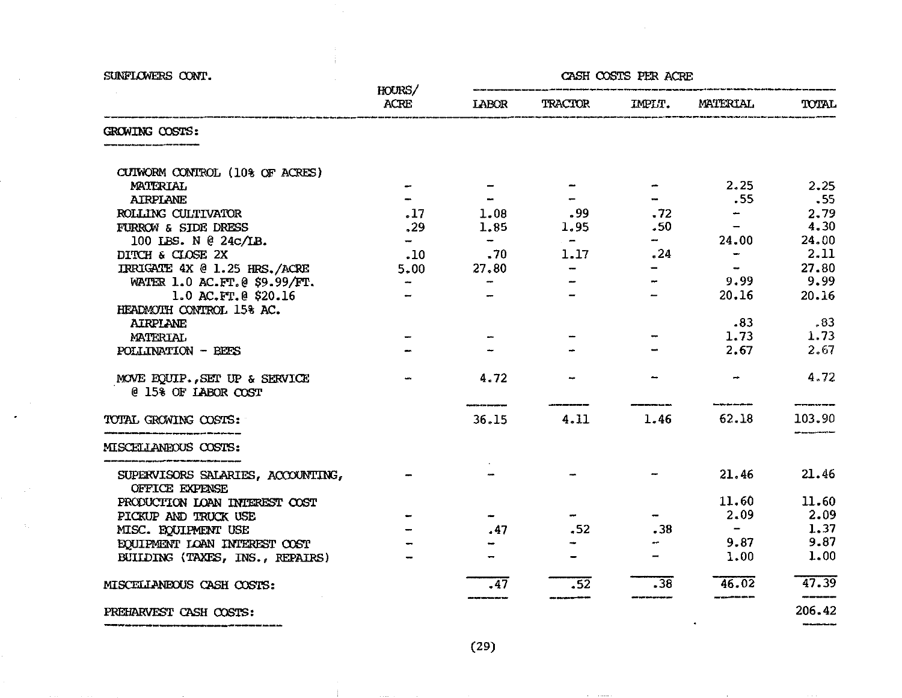SUNFLOWERS CONT.

| | HOURS/ ACRE | CASH COSTS PER ACRE | | | | |
|---|---|---|---|---|---|---|
| | | LABOR | TRACTOR | IMPLT. | MATERIAL | TOTAL |
| **GROWING COSTS:** | | | | | | |
| CUTWORM CONTROL (10% OF ACRES) | | | | | | |
| MATERIAL | - | - | - | - | 2.25 | 2.25 |
| AIRPLANE | - | - | - | - | .55 | .55 |
| ROLLING CULTIVATOR | .17 | 1.08 | .99 | .72 | - | 2.79 |
| FURROW & SIDE DRESS | .29 | 1.85 | 1.95 | .50 | - | 4.30 |
| 100 LBS. N @ 24c/LB. | - | - | - | - | 24.00 | 24.00 |
| DITCH & CLOSE 2X | .10 | .70 | 1.17 | .24 | - | 2.11 |
| IRRIGATE 4X @ 1.25 HRS./ACRE | 5.00 | 27.80 | - | - | - | 27.80 |
| WATER 1.0 AC.FT.@ $9.99/FT. | - | - | - | - | 9.99 | 9.99 |
| 1.0 AC.FT.@ $20.16 | - | - | - | - | 20.16 | 20.16 |
| HEADMOTH CONTROL 15% AC. | | | | | | |
| AIRPLANE | | | | | .83 | .83 |
| MATERIAL | - | - | - | - | 1.73 | 1.73 |
| POLLINATION - BEES | - | - | - | - | 2.67 | 2.67 |
| MOVE EQUIP.,SET UP & SERVICE @ 15% OF LABOR COST | - | 4.72 | - | - | - | 4.72 |
| **TOTAL GROWING COSTS:** | | 36.15 | 4.11 | 1.46 | 62.18 | 103.90 |
| **MISCELLANEOUS COSTS:** | | | | | | |
| SUPERVISORS SALARIES, ACCOUNTING, OFFICE EXPENSE | - | - | - | - | 21.46 | 21.46 |
| PRODUCTION LOAN INTEREST COST | | | | | 11.60 | 11.60 |
| PICKUP AND TRUCK USE | - | - | - | - | 2.09 | 2.09 |
| MISC. EQUIPMENT USE | - | .47 | .52 | .38 | - | 1.37 |
| EQUIPMENT LOAN INTEREST COST | - | - | - | - | 9.87 | 9.87 |
| BUILDING (TAXES, INS., REPAIRS) | - | - | - | - | 1.00 | 1.00 |
| **MISCELLANEOUS CASH COSTS:** | | .47 | .52 | .38 | 46.02 | 47.39 |
| **PREHARVEST CASH COSTS:** | | | | | | 206.42 |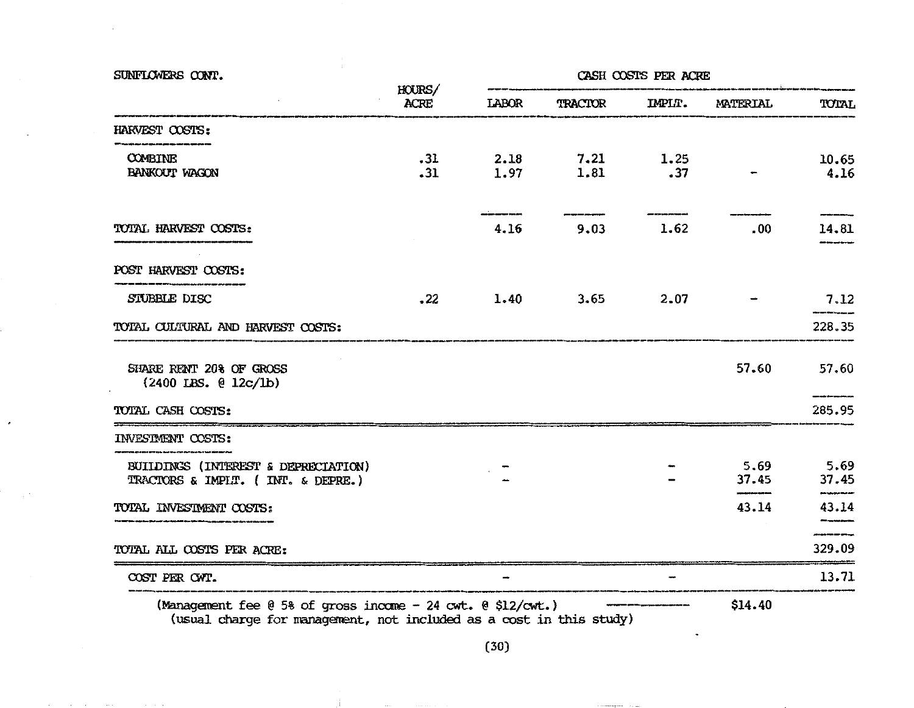SUNFLOWERS CONT.

| | HOURS/ ACRE | CASH COSTS PER ACRE | | | | |
|---|---|---|---|---|---|---|
| | | LABOR | TRACTOR | IMPLT. | MATERIAL | TOTAL |
| **HARVEST COSTS:** | | | | | | |
| COMBINE | .31 | 2.18 | 7.21 | 1.25 | | 10.65 |
| BANKOUT WAGON | .31 | 1.97 | 1.81 | .37 | - | 4.16 |
| **TOTAL HARVEST COSTS:** | | 4.16 | 9.03 | 1.62 | .00 | 14.81 |
| **POST HARVEST COSTS:** | | | | | | |
| STUBBLE DISC | .22 | 1.40 | 3.65 | 2.07 | - | 7.12 |
| TOTAL CULTURAL AND HARVEST COSTS: | | | | | | 228.35 |
| SHARE RENT 20% OF GROSS (2400 LBS. @ 12c/lb) | | | | | 57.60 | 57.60 |
| TOTAL CASH COSTS: | | | | | | 285.95 |
| **INVESTMENT COSTS:** | | | | | | |
| BUILDINGS (INTEREST & DEPRECIATION) | | - | | - | 5.69 | 5.69 |
| TRACTORS & IMPLT. ( INT. & DEPRE.) | | - | | - | 37.45 | 37.45 |
| **TOTAL INVESTMENT COSTS:** | | | | | 43.14 | 43.14 |
| TOTAL ALL COSTS PER ACRE: | | | | | | 329.09 |
| COST PER CWT. | | - | | - | | 13.71 |

(Management fee @ 5% of gross income - 24 cwt. @ $12/cwt.) ———— $14.40
(usual charge for management, not included as a cost in this study)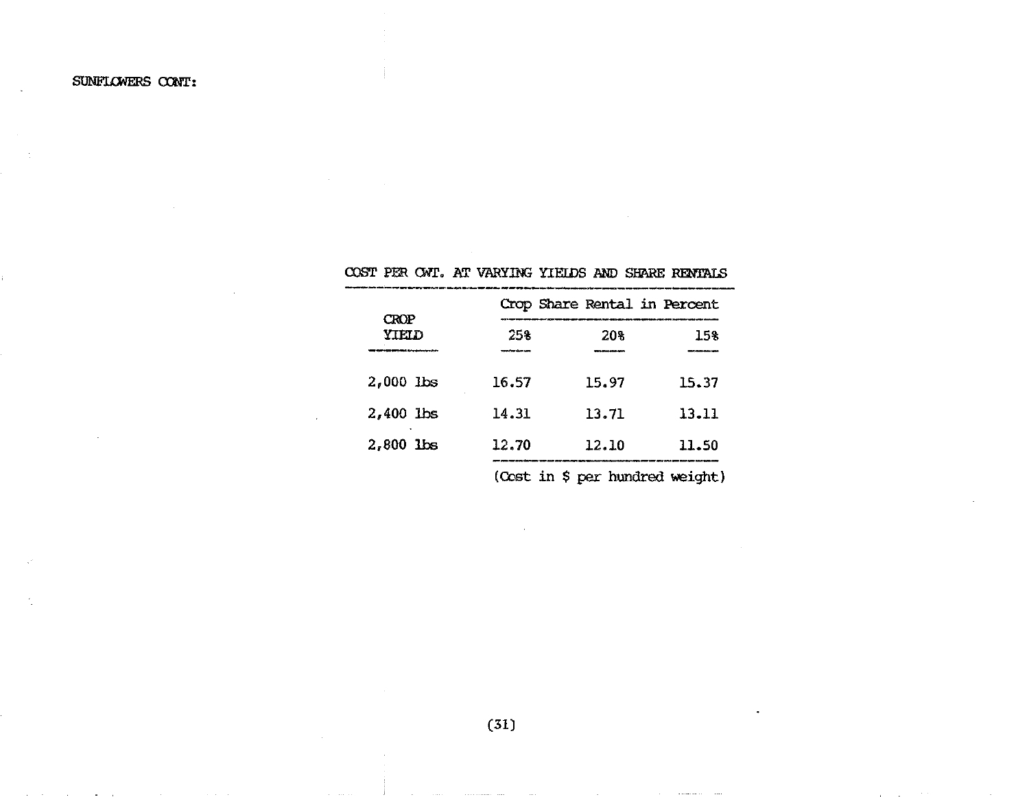SUNFLOWERS CONT:

COST PER CWT. AT VARYING YIELDS AND SHARE RENTALS

| CROP YIELD | Crop Share Rental in Percent | | |
|---|---|---|---|
| | 25% | 20% | 15% |
| 2,000 lbs | 16.57 | 15.97 | 15.37 |
| 2,400 lbs | 14.31 | 13.71 | 13.11 |
| 2,800 lbs | 12.70 | 12.10 | 11.50 |

(Cost in $ per hundred weight)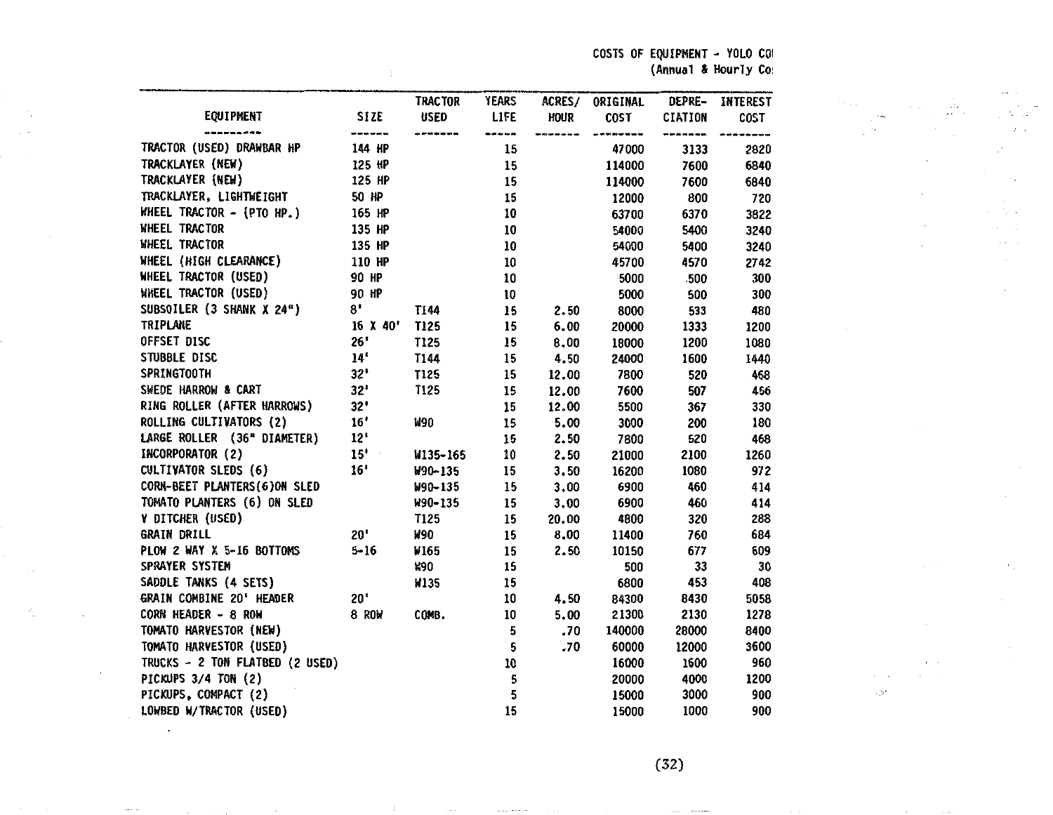COSTS OF EQUIPMENT - YOLO CO
(Annual & Hourly Co

| EQUIPMENT | SIZE | TRACTOR USED | YEARS LIFE | ACRES/ HOUR | ORIGINAL COST | DEPRE- CIATION | INTEREST COST |
|---|---|---|---|---|---|---|---|
| TRACTOR (USED) DRAWBAR HP | 144 HP | | 15 | | 47000 | 3133 | 2820 |
| TRACKLAYER (NEW) | 125 HP | | 15 | | 114000 | 7600 | 6840 |
| TRACKLAYER (NEW) | 125 HP | | 15 | | 114000 | 7600 | 6840 |
| TRACKLAYER, LIGHTWEIGHT | 50 HP | | 15 | | 12000 | 800 | 720 |
| WHEEL TRACTOR - (PTO HP.) | 165 HP | | 10 | | 63700 | 6370 | 3822 |
| WHEEL TRACTOR | 135 HP | | 10 | | 54000 | 5400 | 3240 |
| WHEEL TRACTOR | 135 HP | | 10 | | 54000 | 5400 | 3240 |
| WHEEL (HIGH CLEARANCE) | 110 HP | | 10 | | 45700 | 4570 | 2742 |
| WHEEL TRACTOR (USED) | 90 HP | | 10 | | 5000 | 500 | 300 |
| WHEEL TRACTOR (USED) | 90 HP | | 10 | | 5000 | 500 | 300 |
| SUBSOILER (3 SHANK X 24") | 8' | T144 | 15 | 2.50 | 8000 | 533 | 480 |
| TRIPLANE | 16 X 40' | T125 | 15 | 6.00 | 20000 | 1333 | 1200 |
| OFFSET DISC | 26' | T125 | 15 | 8.00 | 18000 | 1200 | 1080 |
| STUBBLE DISC | 14' | T144 | 15 | 4.50 | 24000 | 1600 | 1440 |
| SPRINGTOOTH | 32' | T125 | 15 | 12.00 | 7800 | 520 | 468 |
| SWEDE HARROW & CART | 32' | T125 | 15 | 12.00 | 7600 | 507 | 456 |
| RING ROLLER (AFTER HARROWS) | 32' | | 15 | 12.00 | 5500 | 367 | 330 |
| ROLLING CULTIVATORS (2) | 16' | W90 | 15 | 5.00 | 3000 | 200 | 180 |
| LARGE ROLLER (36" DIAMETER) | 12' | | 15 | 2.50 | 7800 | 520 | 468 |
| INCORPORATOR (2) | 15' | W135-165 | 10 | 2.50 | 21000 | 2100 | 1260 |
| CULTIVATOR SLEDS (6) | 16' | W90-135 | 15 | 3.50 | 16200 | 1080 | 972 |
| CORN-BEET PLANTERS(6)ON SLED | | W90-135 | 15 | 3.00 | 6900 | 460 | 414 |
| TOMATO PLANTERS (6) ON SLED | | W90-135 | 15 | 3.00 | 6900 | 460 | 414 |
| V DITCHER (USED) | | T125 | 15 | 20.00 | 4800 | 320 | 288 |
| GRAIN DRILL | 20' | W90 | 15 | 8.00 | 11400 | 760 | 684 |
| PLOW 2 WAY X 5-16 BOTTOMS | 5-16 | W165 | 15 | 2.50 | 10150 | 677 | 609 |
| SPRAYER SYSTEM | | W90 | 15 | | 500 | 33 | 30 |
| SADDLE TANKS (4 SETS) | | W135 | 15 | | 6800 | 453 | 408 |
| GRAIN COMBINE 20' HEADER | 20' | | 10 | 4.50 | 84300 | 8430 | 5058 |
| CORN HEADER - 8 ROW | 8 ROW | COMB. | 10 | 5.00 | 21300 | 2130 | 1278 |
| TOMATO HARVESTOR (NEW) | | | 5 | .70 | 140000 | 28000 | 8400 |
| TOMATO HARVESTOR (USED) | | | 5 | .70 | 60000 | 12000 | 3600 |
| TRUCKS - 2 TON FLATBED (2 USED) | | | 10 | | 16000 | 1600 | 960 |
| PICKUPS 3/4 TON (2) | | | 5 | | 20000 | 4000 | 1200 |
| PICKUPS, COMPACT (2) | | | 5 | | 15000 | 3000 | 900 |
| LOWBED W/TRACTOR (USED) | | | 15 | | 15000 | 1000 | 900 |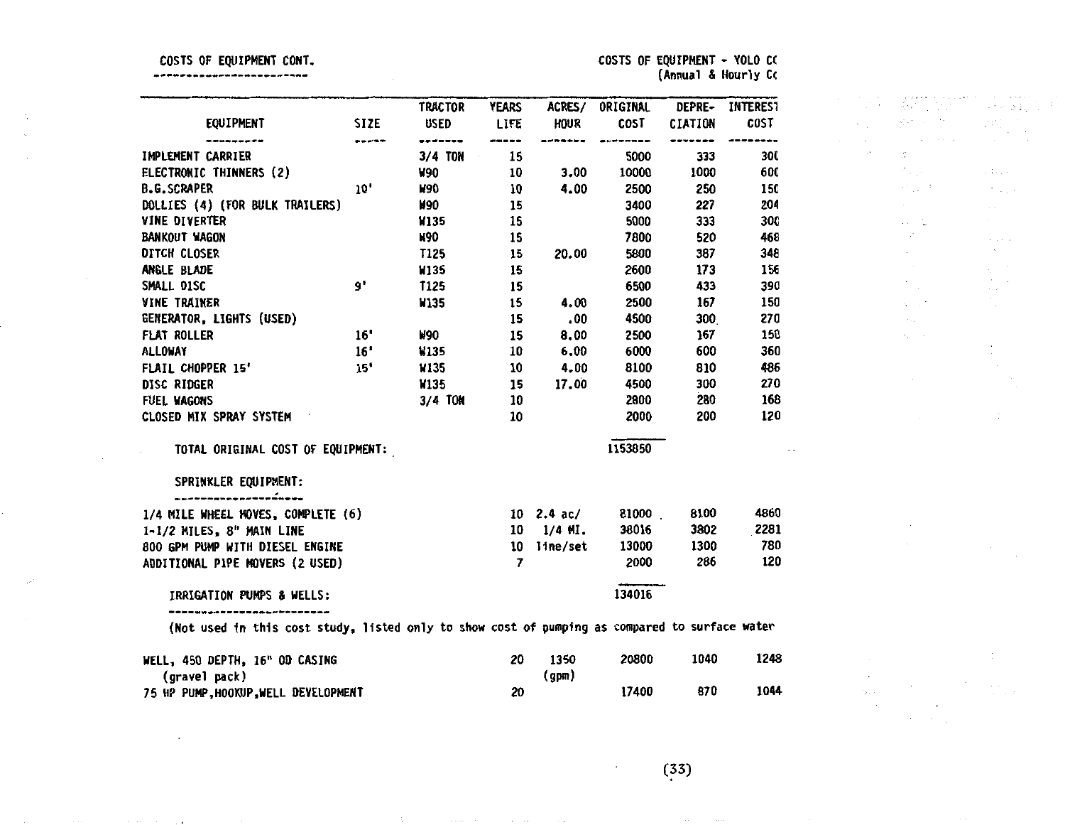COSTS OF EQUIPMENT CONT.

COSTS OF EQUIPMENT - YOLO CC
(Annual & Hourly Cc

| EQUIPMENT | SIZE | TRACTOR USED | YEARS LIFE | ACRES/ HOUR | ORIGINAL COST | DEPRE- CIATION | INTEREST COST |
|---|---|---|---|---|---|---|---|
| IMPLEMENT CARRIER | | 3/4 TON | 15 | | 5000 | 333 | 300 |
| ELECTRONIC THINNERS (2) | | W90 | 10 | 3.00 | 10000 | 1000 | 600 |
| B.G.SCRAPER | 10' | W90 | 10 | 4.00 | 2500 | 250 | 150 |
| DOLLIES (4) (FOR BULK TRAILERS) | | W90 | 15 | | 3400 | 227 | 204 |
| VINE DIVERTER | | W135 | 15 | | 5000 | 333 | 300 |
| BANKOUT WAGON | | W90 | 15 | | 7800 | 520 | 468 |
| DITCH CLOSER | | T125 | 15 | 20.00 | 5800 | 387 | 348 |
| ANGLE BLADE | | W135 | 15 | | 2600 | 173 | 156 |
| SMALL DISC | 9' | T125 | 15 | | 6500 | 433 | 390 |
| VINE TRAINER | | W135 | 15 | 4.00 | 2500 | 167 | 150 |
| GENERATOR, LIGHTS (USED) | | | 15 | .00 | 4500 | 300 | 270 |
| FLAT ROLLER | 16' | W90 | 15 | 8.00 | 2500 | 167 | 150 |
| ALLOWAY | 16' | W135 | 10 | 6.00 | 6000 | 600 | 360 |
| FLAIL CHOPPER 15' | 15' | W135 | 10 | 4.00 | 8100 | 810 | 486 |
| DISC RIDGER | | W135 | 15 | 17.00 | 4500 | 300 | 270 |
| FUEL WAGONS | | 3/4 TON | 10 | | 2800 | 280 | 168 |
| CLOSED MIX SPRAY SYSTEM | | | 10 | | 2000 | 200 | 120 |
| TOTAL ORIGINAL COST OF EQUIPMENT: | | | | | 1153850 | | |
| **SPRINKLER EQUIPMENT:** | | | | | | | |
| 1/4 MILE WHEEL MOVES, COMPLETE (6) | | | 10 | 2.4 ac/ | 81000 | 8100 | 4860 |
| 1-1/2 MILES, 8" MAIN LINE | | | 10 | 1/4 MI. | 38016 | 3802 | 2281 |
| 800 GPM PUMP WITH DIESEL ENGINE | | | 10 | line/set | 13000 | 1300 | 780 |
| ADDITIONAL PIPE MOVERS (2 USED) | | | 7 | | 2000 | 286 | 120 |
| | | | | | 134016 | | |

IRRIGATION PUMPS & WELLS:

(Not used in this cost study, listed only to show cost of pumping as compared to surface water

| EQUIPMENT | SIZE | TRACTOR USED | YEARS LIFE | ACRES/ HOUR | ORIGINAL COST | DEPRE- CIATION | INTEREST COST |
|---|---|---|---|---|---|---|---|
| WELL, 450 DEPTH, 16" OD CASING (gravel pack) | | | 20 | 1350 (gpm) | 20800 | 1040 | 1248 |
| 75 HP PUMP,HOOKUP,WELL DEVELOPMENT | | | 20 | | 17400 | 870 | 1044 |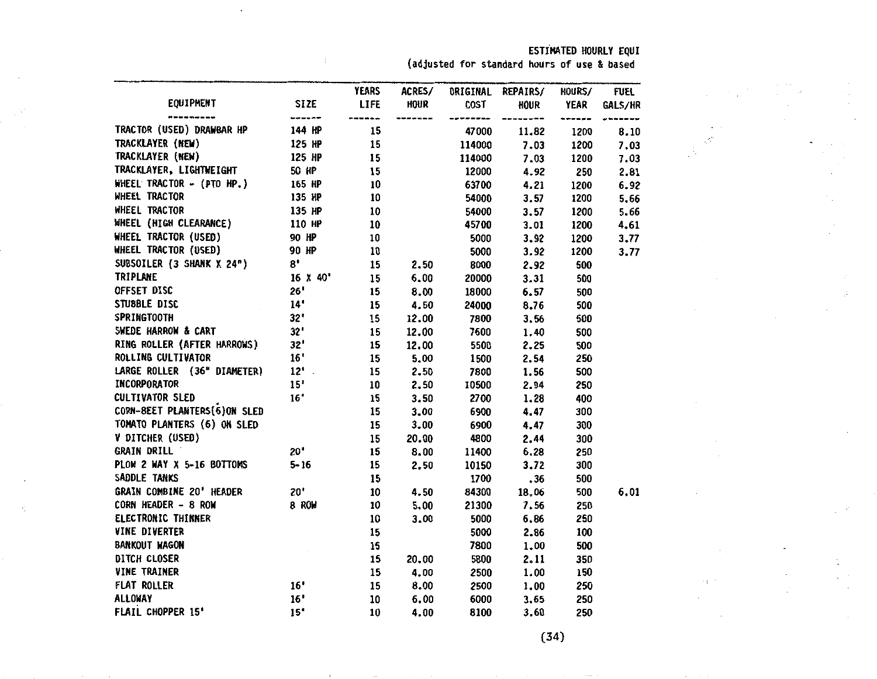ESTIMATED HOURLY EQUI

(adjusted for standard hours of use & based

| EQUIPMENT | SIZE | YEARS LIFE | ACRES/ HOUR | ORIGINAL COST | REPAIRS/ HOUR | HOURS/ YEAR | FUEL GALS/HR |
|---|---|---|---|---|---|---|---|
| TRACTOR (USED) DRAWBAR HP | 144 HP | 15 | | 47000 | 11.82 | 1200 | 8.10 |
| TRACKLAYER (NEW) | 125 HP | 15 | | 114000 | 7.03 | 1200 | 7.03 |
| TRACKLAYER (NEW) | 125 HP | 15 | | 114000 | 7.03 | 1200 | 7.03 |
| TRACKLAYER, LIGHTWEIGHT | 50 HP | 15 | | 12000 | 4.92 | 250 | 2.81 |
| WHEEL TRACTOR - (PTO HP.) | 165 HP | 10 | | 63700 | 4.21 | 1200 | 6.92 |
| WHEEL TRACTOR | 135 HP | 10 | | 54000 | 3.57 | 1200 | 5.66 |
| WHEEL TRACTOR | 135 HP | 10 | | 54000 | 3.57 | 1200 | 5.66 |
| WHEEL (HIGH CLEARANCE) | 110 HP | 10 | | 45700 | 3.01 | 1200 | 4.61 |
| WHEEL TRACTOR (USED) | 90 HP | 10 | | 5000 | 3.92 | 1200 | 3.77 |
| WHEEL TRACTOR (USED) | 90 HP | 10 | | 5000 | 3.92 | 1200 | 3.77 |
| SUBSOILER (3 SHANK X 24") | 8' | 15 | 2.50 | 8000 | 2.92 | 500 | |
| TRIPLANE | 16 X 40' | 15 | 6.00 | 20000 | 3.31 | 500 | |
| OFFSET DISC | 26' | 15 | 8.00 | 18000 | 6.57 | 500 | |
| STUBBLE DISC | 14' | 15 | 4.50 | 24000 | 8.76 | 500 | |
| SPRINGTOOTH | 32' | 15 | 12.00 | 7800 | 3.56 | 500 | |
| SWEDE HARROW & CART | 32' | 15 | 12.00 | 7600 | 1.40 | 500 | |
| RING ROLLER (AFTER HARROWS) | 32' | 15 | 12.00 | 5500 | 2.25 | 500 | |
| ROLLING CULTIVATOR | 16' | 15 | 5.00 | 1500 | 2.54 | 250 | |
| LARGE ROLLER (36" DIAMETER) | 12' | 15 | 2.50 | 7800 | 1.56 | 500 | |
| INCORPORATOR | 15' | 10 | 2.50 | 10500 | 2.94 | 250 | |
| CULTIVATOR SLED | 16' | 15 | 3.50 | 2700 | 1.28 | 400 | |
| CORN-BEET PLANTERS(6)ON SLED | | 15 | 3.00 | 6900 | 4.47 | 300 | |
| TOMATO PLANTERS (6) ON SLED | | 15 | 3.00 | 6900 | 4.47 | 300 | |
| V DITCHER (USED) | | 15 | 20.00 | 4800 | 2.44 | 300 | |
| GRAIN DRILL | 20' | 15 | 8.00 | 11400 | 6.28 | 250 | |
| PLOW 2 WAY X 5-16 BOTTOMS | 5-16 | 15 | 2.50 | 10150 | 3.72 | 300 | |
| SADDLE TANKS | | 15 | | 1700 | .36 | 500 | |
| GRAIN COMBINE 20' HEADER | 20' | 10 | 4.50 | 84300 | 18.06 | 500 | 6.01 |
| CORN HEADER - 8 ROW | 8 ROW | 10 | 5.00 | 21300 | 7.56 | 250 | |
| ELECTRONIC THINNER | | 10 | 3.00 | 5000 | 6.86 | 250 | |
| VINE DIVERTER | | 15 | | 5000 | 2.86 | 100 | |
| BANKOUT WAGON | | 15 | | 7800 | 1.00 | 500 | |
| DITCH CLOSER | | 15 | 20.00 | 5800 | 2.11 | 350 | |
| VINE TRAINER | | 15 | 4.00 | 2500 | 1.00 | 150 | |
| FLAT ROLLER | 16' | 15 | 8.00 | 2500 | 1.00 | 250 | |
| ALLOWAY | 16' | 10 | 6.00 | 6000 | 3.65 | 250 | |
| FLAIL CHOPPER 15' | 15' | 10 | 4.00 | 8100 | 3.60 | 250 | |